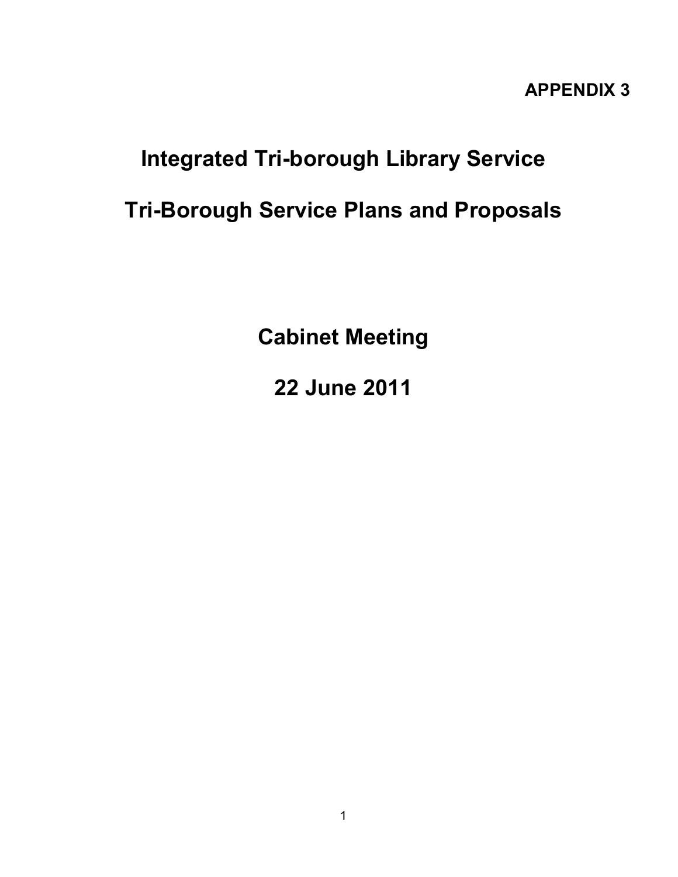APPENDIX 3

# Integrated Tri-borough Library Service

# Tri-Borough Service Plans and Proposals

## Cabinet Meeting

## 22 June 2011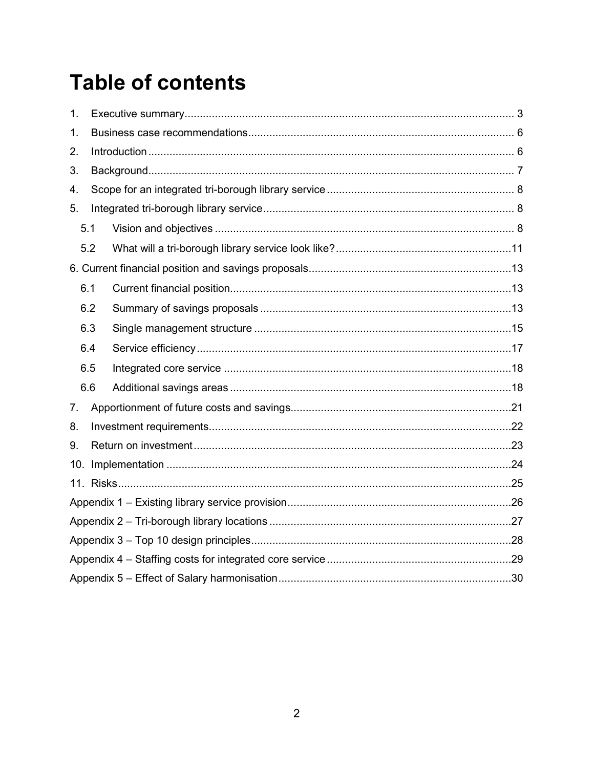# Table of contents

1. Executive summary ........................................................................................................ 3
1. Business case recommendations ..................................................................................... 6
2. Introduction ..................................................................................................................... 6
3. Background ..................................................................................................................... 7
4. Scope for an integrated tri-borough library service ........................................................... 8
5. Integrated tri-borough library service ................................................................................ 8
   - 5.1 Vision and objectives ................................................................................................ 8
   - 5.2 What will a tri-borough library service look like? ........................................................11

6. Current financial position and savings proposals ...............................................................13
   - 6.1 Current financial position ..........................................................................................13
   - 6.2 Summary of savings proposals ..................................................................................13
   - 6.3 Single management structure ....................................................................................15
   - 6.4 Service efficiency ......................................................................................................17
   - 6.5 Integrated core service ..............................................................................................18
   - 6.6 Additional savings areas ............................................................................................18

7. Apportionment of future costs and savings .......................................................................21
8. Investment requirements ...................................................................................................22
9. Return on investment ........................................................................................................23
10. Implementation ...............................................................................................................24
11. Risks ...............................................................................................................................25

Appendix 1 – Existing library service provision .....................................................................26

Appendix 2 – Tri-borough library locations ............................................................................27

Appendix 3 – Top 10 design principles ..................................................................................28

Appendix 4 – Staffing costs for integrated core service .........................................................29

Appendix 5 – Effect of Salary harmonisation .........................................................................30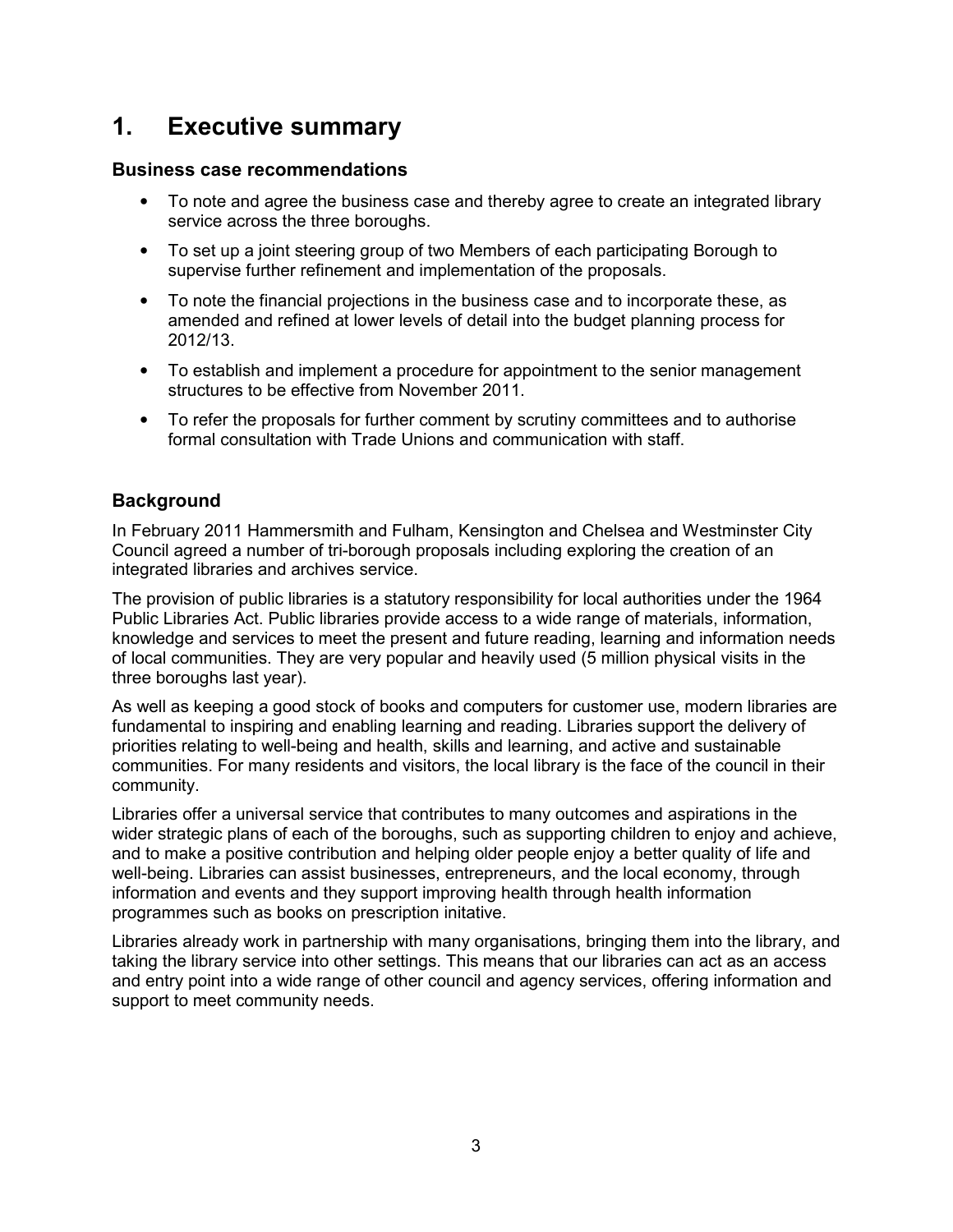# 1. Executive summary

### Business case recommendations

- To note and agree the business case and thereby agree to create an integrated library service across the three boroughs.
- To set up a joint steering group of two Members of each participating Borough to supervise further refinement and implementation of the proposals.
- To note the financial projections in the business case and to incorporate these, as amended and refined at lower levels of detail into the budget planning process for 2012/13.
- To establish and implement a procedure for appointment to the senior management structures to be effective from November 2011.
- To refer the proposals for further comment by scrutiny committees and to authorise formal consultation with Trade Unions and communication with staff.

### Background

In February 2011 Hammersmith and Fulham, Kensington and Chelsea and Westminster City Council agreed a number of tri-borough proposals including exploring the creation of an integrated libraries and archives service.

The provision of public libraries is a statutory responsibility for local authorities under the 1964 Public Libraries Act. Public libraries provide access to a wide range of materials, information, knowledge and services to meet the present and future reading, learning and information needs of local communities. They are very popular and heavily used (5 million physical visits in the three boroughs last year).

As well as keeping a good stock of books and computers for customer use, modern libraries are fundamental to inspiring and enabling learning and reading. Libraries support the delivery of priorities relating to well-being and health, skills and learning, and active and sustainable communities. For many residents and visitors, the local library is the face of the council in their community.

Libraries offer a universal service that contributes to many outcomes and aspirations in the wider strategic plans of each of the boroughs, such as supporting children to enjoy and achieve, and to make a positive contribution and helping older people enjoy a better quality of life and well-being. Libraries can assist businesses, entrepreneurs, and the local economy, through information and events and they support improving health through health information programmes such as books on prescription initative.

Libraries already work in partnership with many organisations, bringing them into the library, and taking the library service into other settings. This means that our libraries can act as an access and entry point into a wide range of other council and agency services, offering information and support to meet community needs.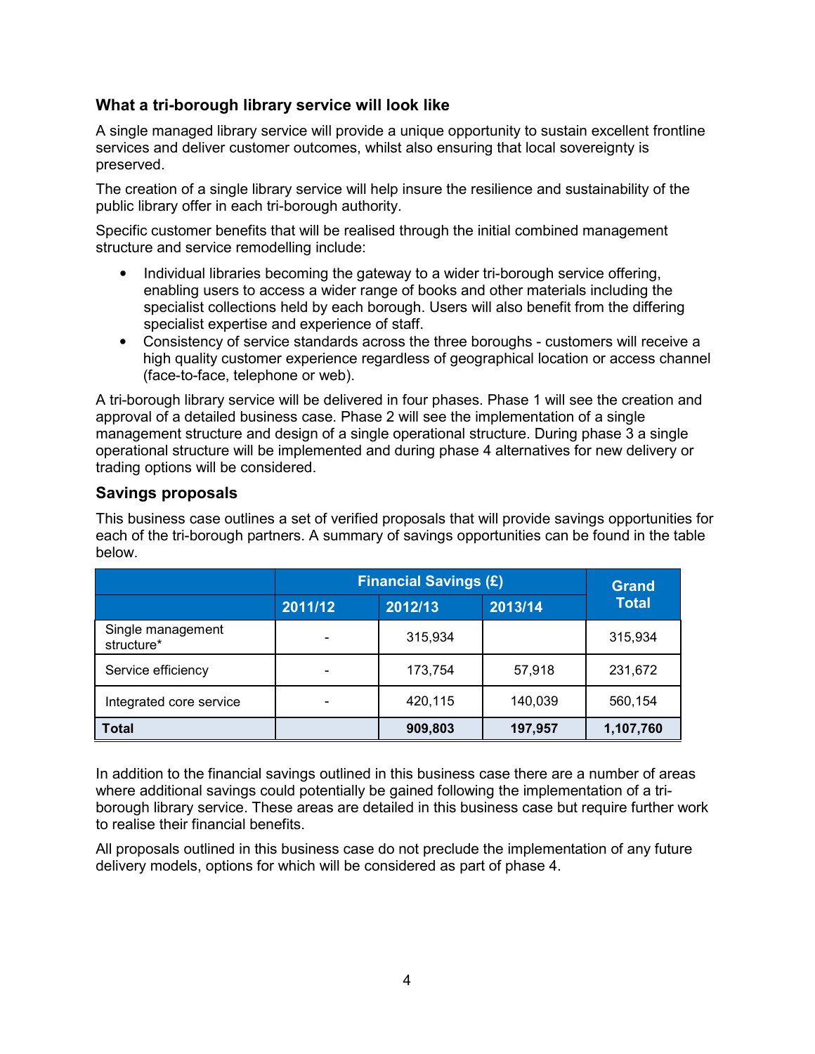### What a tri-borough library service will look like

A single managed library service will provide a unique opportunity to sustain excellent frontline services and deliver customer outcomes, whilst also ensuring that local sovereignty is preserved.

The creation of a single library service will help insure the resilience and sustainability of the public library offer in each tri-borough authority.

Specific customer benefits that will be realised through the initial combined management structure and service remodelling include:

- Individual libraries becoming the gateway to a wider tri-borough service offering, enabling users to access a wider range of books and other materials including the specialist collections held by each borough. Users will also benefit from the differing specialist expertise and experience of staff.
- Consistency of service standards across the three boroughs - customers will receive a high quality customer experience regardless of geographical location or access channel (face-to-face, telephone or web).

A tri-borough library service will be delivered in four phases. Phase 1 will see the creation and approval of a detailed business case. Phase 2 will see the implementation of a single management structure and design of a single operational structure. During phase 3 a single operational structure will be implemented and during phase 4 alternatives for new delivery or trading options will be considered.

### Savings proposals

This business case outlines a set of verified proposals that will provide savings opportunities for each of the tri-borough partners. A summary of savings opportunities can be found in the table below.

| | Financial Savings (£) | | | Grand Total |
|---|---|---|---|---|
| | 2011/12 | 2012/13 | 2013/14 | |
| Single management structure* | - | 315,934 | | 315,934 |
| Service efficiency | - | 173,754 | 57,918 | 231,672 |
| Integrated core service | - | 420,115 | 140,039 | 560,154 |
| **Total** | | **909,803** | **197,957** | **1,107,760** |

In addition to the financial savings outlined in this business case there are a number of areas where additional savings could potentially be gained following the implementation of a tri-borough library service. These areas are detailed in this business case but require further work to realise their financial benefits.

All proposals outlined in this business case do not preclude the implementation of any future delivery models, options for which will be considered as part of phase 4.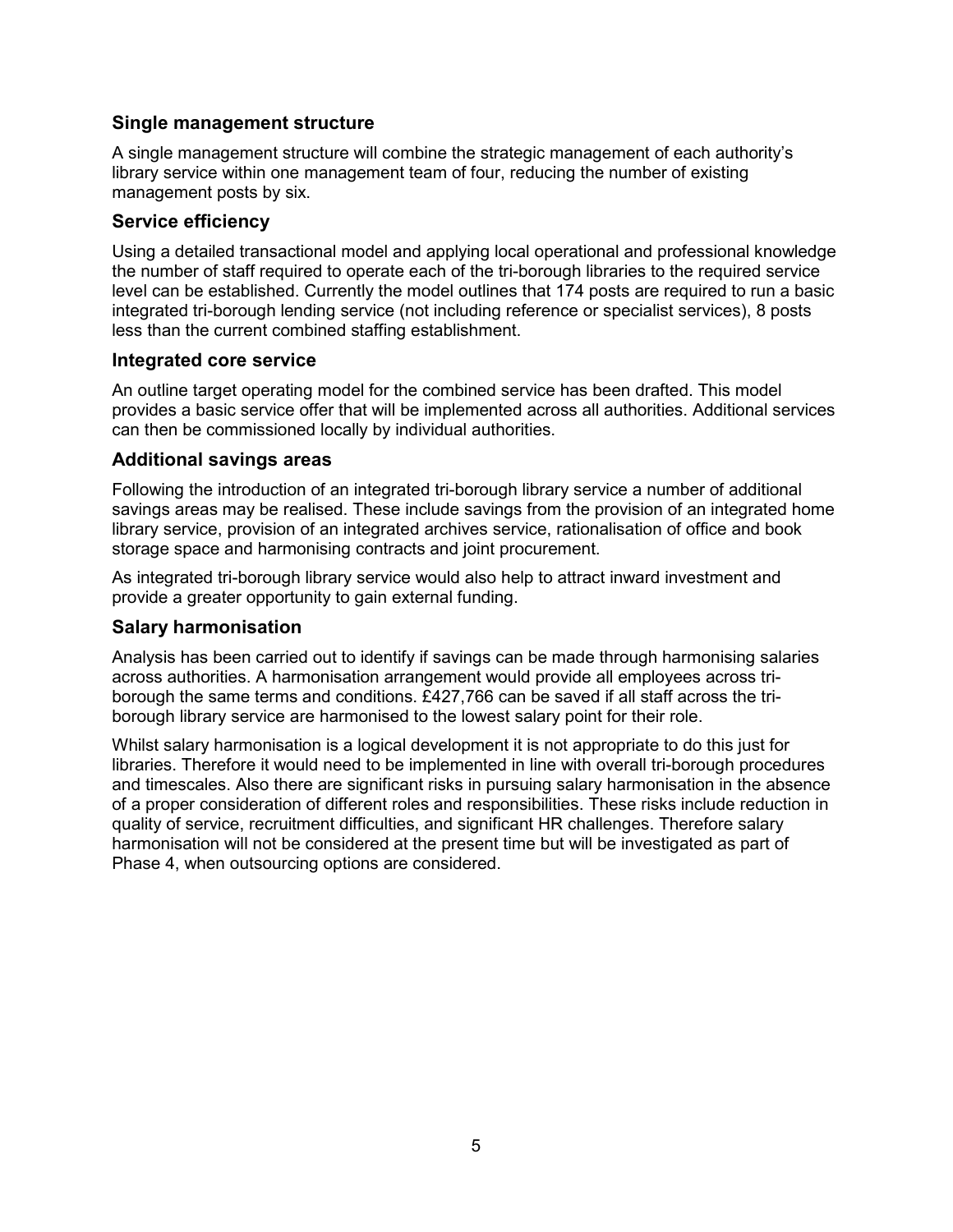### Single management structure

A single management structure will combine the strategic management of each authority's library service within one management team of four, reducing the number of existing management posts by six.

### Service efficiency

Using a detailed transactional model and applying local operational and professional knowledge the number of staff required to operate each of the tri-borough libraries to the required service level can be established. Currently the model outlines that 174 posts are required to run a basic integrated tri-borough lending service (not including reference or specialist services), 8 posts less than the current combined staffing establishment.

### Integrated core service

An outline target operating model for the combined service has been drafted. This model provides a basic service offer that will be implemented across all authorities. Additional services can then be commissioned locally by individual authorities.

### Additional savings areas

Following the introduction of an integrated tri-borough library service a number of additional savings areas may be realised. These include savings from the provision of an integrated home library service, provision of an integrated archives service, rationalisation of office and book storage space and harmonising contracts and joint procurement.

As integrated tri-borough library service would also help to attract inward investment and provide a greater opportunity to gain external funding.

### Salary harmonisation

Analysis has been carried out to identify if savings can be made through harmonising salaries across authorities. A harmonisation arrangement would provide all employees across tri-borough the same terms and conditions. £427,766 can be saved if all staff across the tri-borough library service are harmonised to the lowest salary point for their role.

Whilst salary harmonisation is a logical development it is not appropriate to do this just for libraries. Therefore it would need to be implemented in line with overall tri-borough procedures and timescales. Also there are significant risks in pursuing salary harmonisation in the absence of a proper consideration of different roles and responsibilities. These risks include reduction in quality of service, recruitment difficulties, and significant HR challenges. Therefore salary harmonisation will not be considered at the present time but will be investigated as part of Phase 4, when outsourcing options are considered.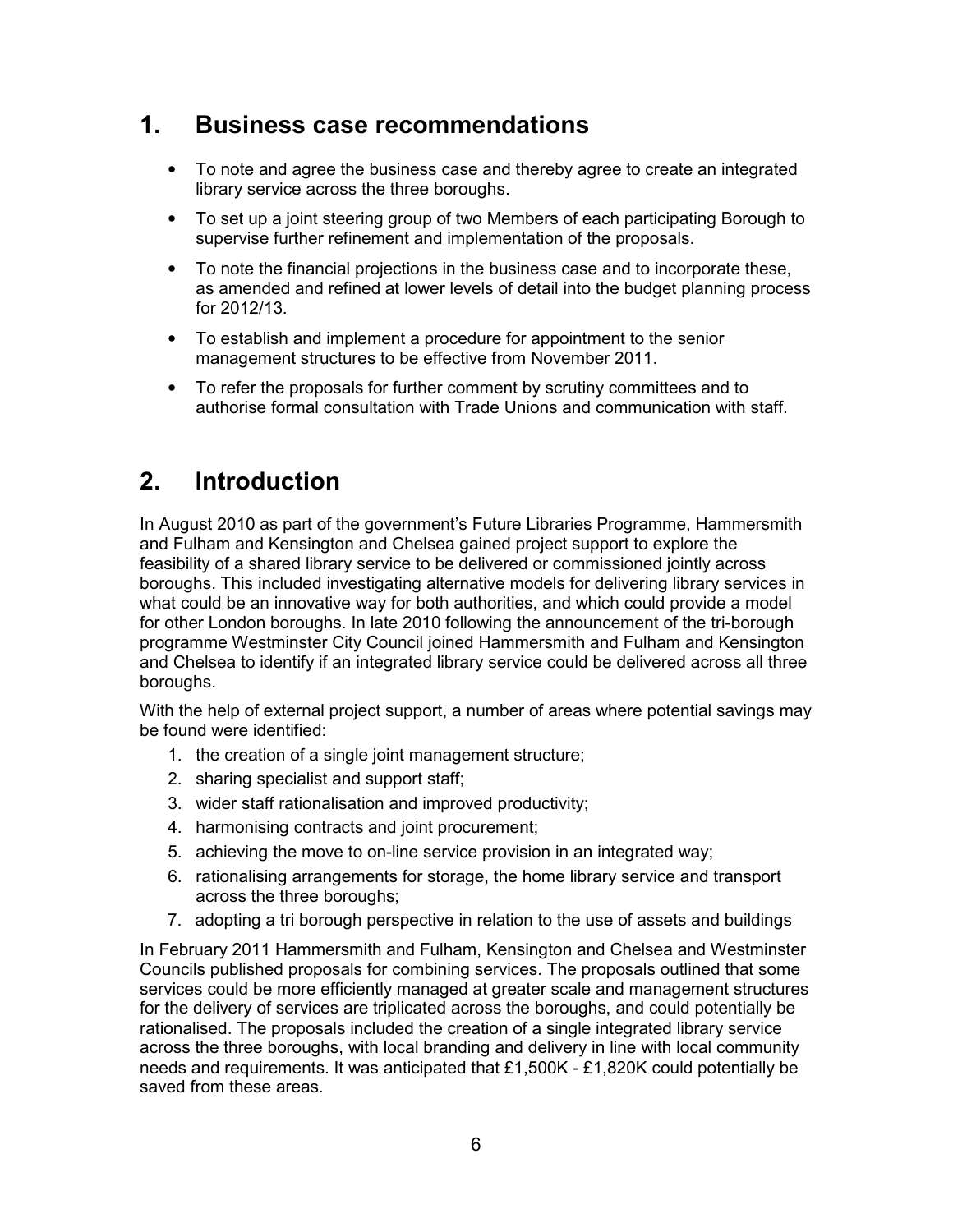## 1. Business case recommendations

- To note and agree the business case and thereby agree to create an integrated library service across the three boroughs.
- To set up a joint steering group of two Members of each participating Borough to supervise further refinement and implementation of the proposals.
- To note the financial projections in the business case and to incorporate these, as amended and refined at lower levels of detail into the budget planning process for 2012/13.
- To establish and implement a procedure for appointment to the senior management structures to be effective from November 2011.
- To refer the proposals for further comment by scrutiny committees and to authorise formal consultation with Trade Unions and communication with staff.

## 2. Introduction

In August 2010 as part of the government's Future Libraries Programme, Hammersmith and Fulham and Kensington and Chelsea gained project support to explore the feasibility of a shared library service to be delivered or commissioned jointly across boroughs. This included investigating alternative models for delivering library services in what could be an innovative way for both authorities, and which could provide a model for other London boroughs. In late 2010 following the announcement of the tri-borough programme Westminster City Council joined Hammersmith and Fulham and Kensington and Chelsea to identify if an integrated library service could be delivered across all three boroughs.

With the help of external project support, a number of areas where potential savings may be found were identified:

1. the creation of a single joint management structure;
2. sharing specialist and support staff;
3. wider staff rationalisation and improved productivity;
4. harmonising contracts and joint procurement;
5. achieving the move to on-line service provision in an integrated way;
6. rationalising arrangements for storage, the home library service and transport across the three boroughs;
7. adopting a tri borough perspective in relation to the use of assets and buildings

In February 2011 Hammersmith and Fulham, Kensington and Chelsea and Westminster Councils published proposals for combining services. The proposals outlined that some services could be more efficiently managed at greater scale and management structures for the delivery of services are triplicated across the boroughs, and could potentially be rationalised. The proposals included the creation of a single integrated library service across the three boroughs, with local branding and delivery in line with local community needs and requirements. It was anticipated that £1,500K - £1,820K could potentially be saved from these areas.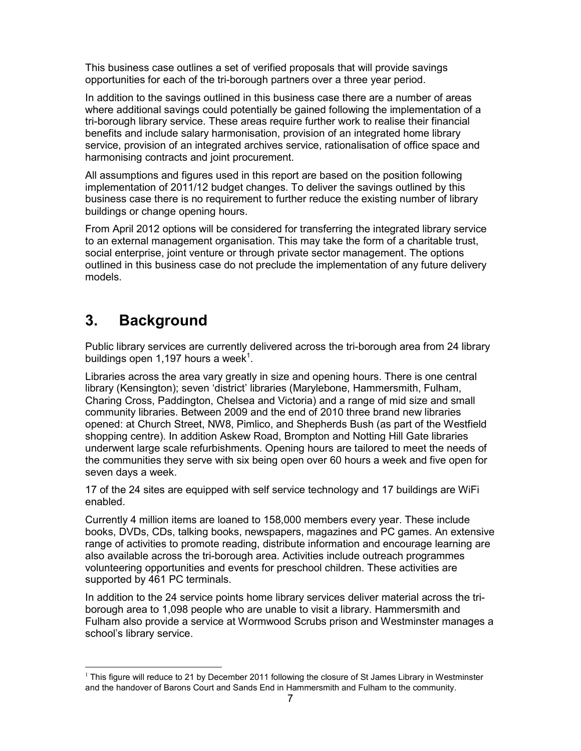This business case outlines a set of verified proposals that will provide savings opportunities for each of the tri-borough partners over a three year period.

In addition to the savings outlined in this business case there are a number of areas where additional savings could potentially be gained following the implementation of a tri-borough library service. These areas require further work to realise their financial benefits and include salary harmonisation, provision of an integrated home library service, provision of an integrated archives service, rationalisation of office space and harmonising contracts and joint procurement.

All assumptions and figures used in this report are based on the position following implementation of 2011/12 budget changes. To deliver the savings outlined by this business case there is no requirement to further reduce the existing number of library buildings or change opening hours.

From April 2012 options will be considered for transferring the integrated library service to an external management organisation. This may take the form of a charitable trust, social enterprise, joint venture or through private sector management. The options outlined in this business case do not preclude the implementation of any future delivery models.

# 3. Background

Public library services are currently delivered across the tri-borough area from 24 library buildings open 1,197 hours a week[1].

Libraries across the area vary greatly in size and opening hours. There is one central library (Kensington); seven 'district' libraries (Marylebone, Hammersmith, Fulham, Charing Cross, Paddington, Chelsea and Victoria) and a range of mid size and small community libraries. Between 2009 and the end of 2010 three brand new libraries opened: at Church Street, NW8, Pimlico, and Shepherds Bush (as part of the Westfield shopping centre). In addition Askew Road, Brompton and Notting Hill Gate libraries underwent large scale refurbishments. Opening hours are tailored to meet the needs of the communities they serve with six being open over 60 hours a week and five open for seven days a week.

17 of the 24 sites are equipped with self service technology and 17 buildings are WiFi enabled.

Currently 4 million items are loaned to 158,000 members every year. These include books, DVDs, CDs, talking books, newspapers, magazines and PC games. An extensive range of activities to promote reading, distribute information and encourage learning are also available across the tri-borough area. Activities include outreach programmes volunteering opportunities and events for preschool children. These activities are supported by 461 PC terminals.

In addition to the 24 service points home library services deliver material across the tri-borough area to 1,098 people who are unable to visit a library. Hammersmith and Fulham also provide a service at Wormwood Scrubs prison and Westminster manages a school's library service.

[1] This figure will reduce to 21 by December 2011 following the closure of St James Library in Westminster and the handover of Barons Court and Sands End in Hammersmith and Fulham to the community.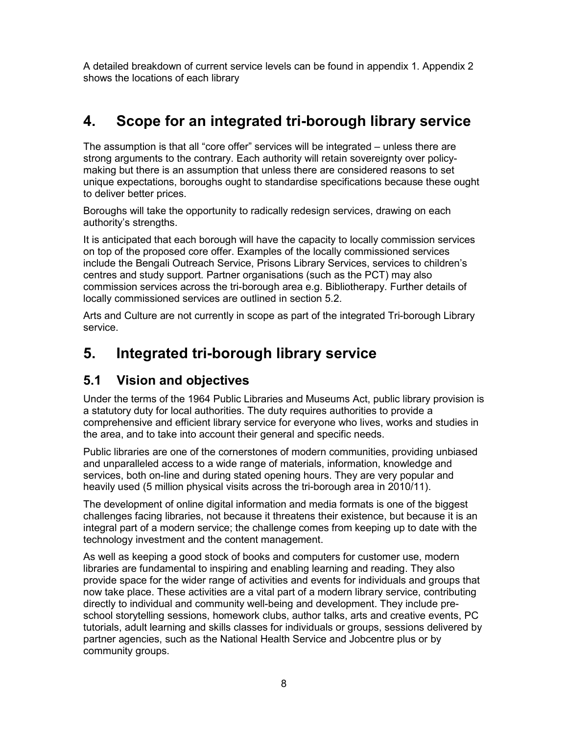A detailed breakdown of current service levels can be found in appendix 1. Appendix 2 shows the locations of each library

# 4. Scope for an integrated tri-borough library service

The assumption is that all "core offer" services will be integrated – unless there are strong arguments to the contrary. Each authority will retain sovereignty over policy-making but there is an assumption that unless there are considered reasons to set unique expectations, boroughs ought to standardise specifications because these ought to deliver better prices.

Boroughs will take the opportunity to radically redesign services, drawing on each authority's strengths.

It is anticipated that each borough will have the capacity to locally commission services on top of the proposed core offer. Examples of the locally commissioned services include the Bengali Outreach Service, Prisons Library Services, services to children's centres and study support. Partner organisations (such as the PCT) may also commission services across the tri-borough area e.g. Bibliotherapy. Further details of locally commissioned services are outlined in section 5.2.

Arts and Culture are not currently in scope as part of the integrated Tri-borough Library service.

# 5. Integrated tri-borough library service

## 5.1 Vision and objectives

Under the terms of the 1964 Public Libraries and Museums Act, public library provision is a statutory duty for local authorities. The duty requires authorities to provide a comprehensive and efficient library service for everyone who lives, works and studies in the area, and to take into account their general and specific needs.

Public libraries are one of the cornerstones of modern communities, providing unbiased and unparalleled access to a wide range of materials, information, knowledge and services, both on-line and during stated opening hours. They are very popular and heavily used (5 million physical visits across the tri-borough area in 2010/11).

The development of online digital information and media formats is one of the biggest challenges facing libraries, not because it threatens their existence, but because it is an integral part of a modern service; the challenge comes from keeping up to date with the technology investment and the content management.

As well as keeping a good stock of books and computers for customer use, modern libraries are fundamental to inspiring and enabling learning and reading. They also provide space for the wider range of activities and events for individuals and groups that now take place. These activities are a vital part of a modern library service, contributing directly to individual and community well-being and development. They include pre-school storytelling sessions, homework clubs, author talks, arts and creative events, PC tutorials, adult learning and skills classes for individuals or groups, sessions delivered by partner agencies, such as the National Health Service and Jobcentre plus or by community groups.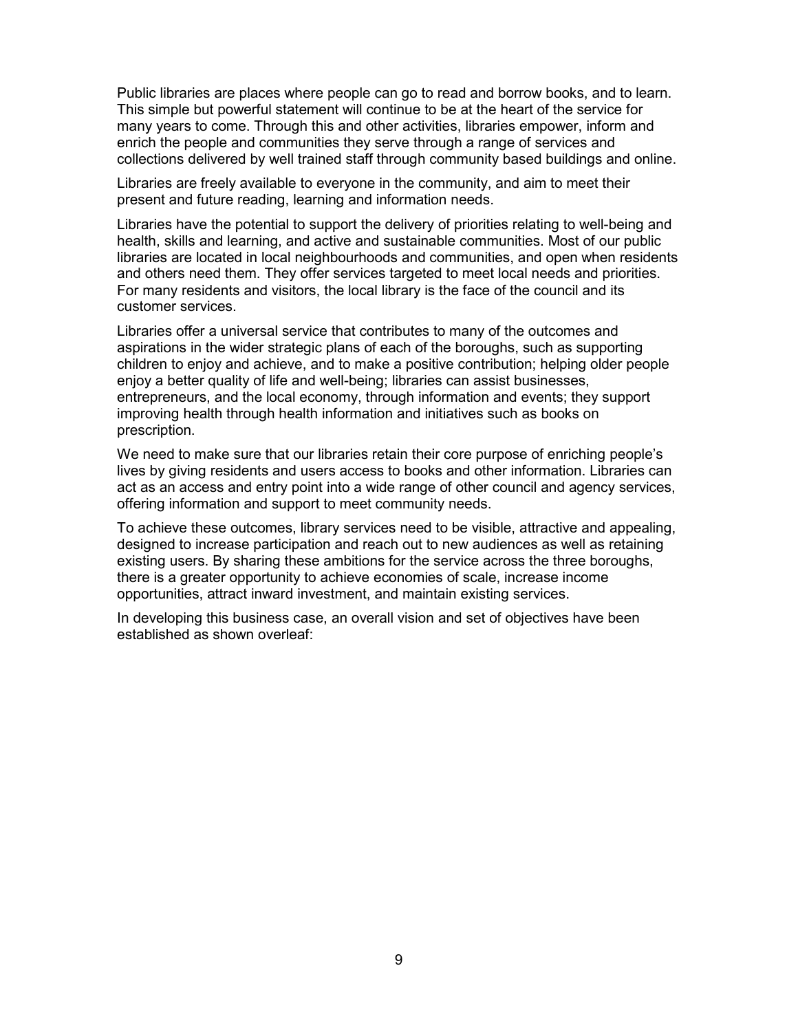Public libraries are places where people can go to read and borrow books, and to learn. This simple but powerful statement will continue to be at the heart of the service for many years to come. Through this and other activities, libraries empower, inform and enrich the people and communities they serve through a range of services and collections delivered by well trained staff through community based buildings and online.

Libraries are freely available to everyone in the community, and aim to meet their present and future reading, learning and information needs.

Libraries have the potential to support the delivery of priorities relating to well-being and health, skills and learning, and active and sustainable communities. Most of our public libraries are located in local neighbourhoods and communities, and open when residents and others need them. They offer services targeted to meet local needs and priorities. For many residents and visitors, the local library is the face of the council and its customer services.

Libraries offer a universal service that contributes to many of the outcomes and aspirations in the wider strategic plans of each of the boroughs, such as supporting children to enjoy and achieve, and to make a positive contribution; helping older people enjoy a better quality of life and well-being; libraries can assist businesses, entrepreneurs, and the local economy, through information and events; they support improving health through health information and initiatives such as books on prescription.

We need to make sure that our libraries retain their core purpose of enriching people's lives by giving residents and users access to books and other information. Libraries can act as an access and entry point into a wide range of other council and agency services, offering information and support to meet community needs.

To achieve these outcomes, library services need to be visible, attractive and appealing, designed to increase participation and reach out to new audiences as well as retaining existing users. By sharing these ambitions for the service across the three boroughs, there is a greater opportunity to achieve economies of scale, increase income opportunities, attract inward investment, and maintain existing services.

In developing this business case, an overall vision and set of objectives have been established as shown overleaf: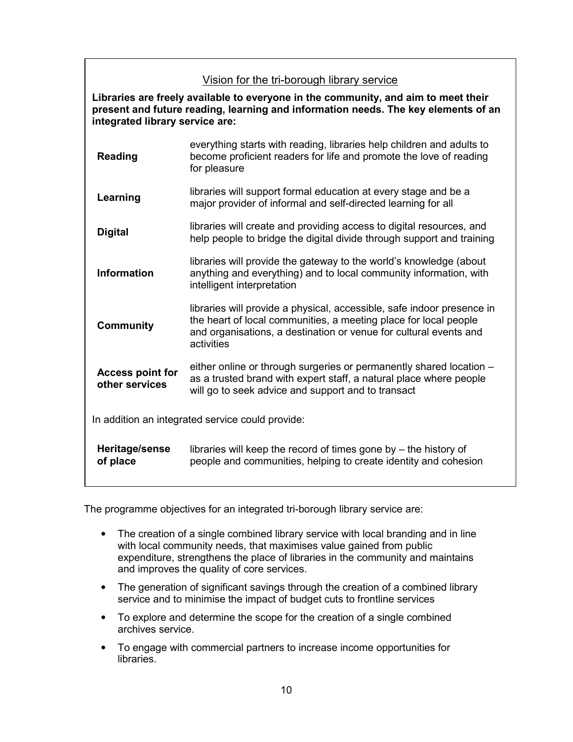## Vision for the tri-borough library service

**Libraries are freely available to everyone in the community, and aim to meet their present and future reading, learning and information needs. The key elements of an integrated library service are:**

| | |
|---|---|
| **Reading** | everything starts with reading, libraries help children and adults to become proficient readers for life and promote the love of reading for pleasure |
| **Learning** | libraries will support formal education at every stage and be a major provider of informal and self-directed learning for all |
| **Digital** | libraries will create and providing access to digital resources, and help people to bridge the digital divide through support and training |
| **Information** | libraries will provide the gateway to the world's knowledge (about anything and everything) and to local community information, with intelligent interpretation |
| **Community** | libraries will provide a physical, accessible, safe indoor presence in the heart of local communities, a meeting place for local people and organisations, a destination or venue for cultural events and activities |
| **Access point for other services** | either online or through surgeries or permanently shared location – as a trusted brand with expert staff, a natural place where people will go to seek advice and support and to transact |

In addition an integrated service could provide:

| | |
|---|---|
| **Heritage/sense of place** | libraries will keep the record of times gone by – the history of people and communities, helping to create identity and cohesion |

The programme objectives for an integrated tri-borough library service are:

- The creation of a single combined library service with local branding and in line with local community needs, that maximises value gained from public expenditure, strengthens the place of libraries in the community and maintains and improves the quality of core services.
- The generation of significant savings through the creation of a combined library service and to minimise the impact of budget cuts to frontline services
- To explore and determine the scope for the creation of a single combined archives service.
- To engage with commercial partners to increase income opportunities for libraries.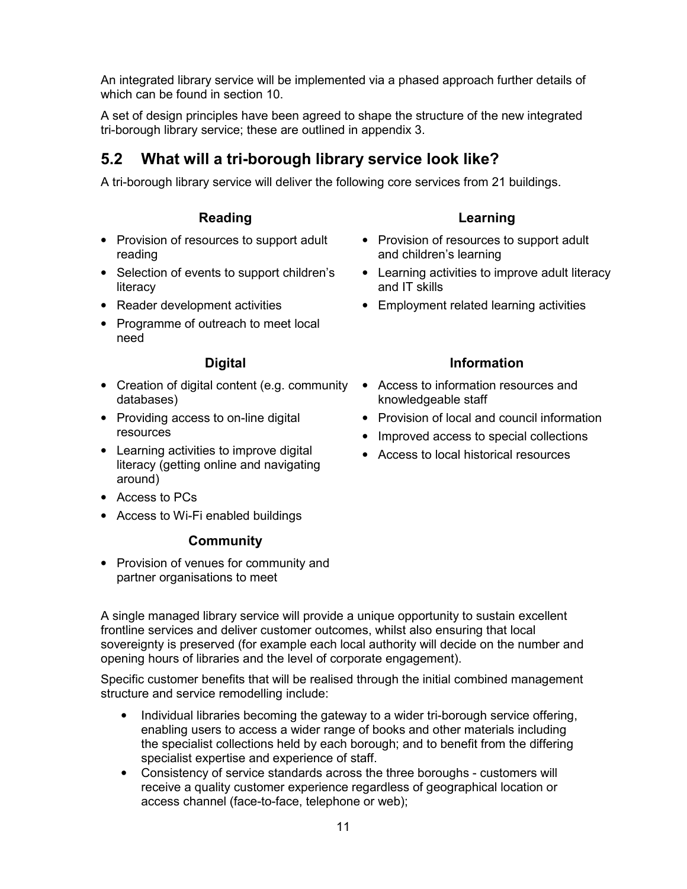An integrated library service will be implemented via a phased approach further details of which can be found in section 10.

A set of design principles have been agreed to shape the structure of the new integrated tri-borough library service; these are outlined in appendix 3.

## 5.2 What will a tri-borough library service look like?

A tri-borough library service will deliver the following core services from 21 buildings.

**Reading**

- Provision of resources to support adult reading
- Selection of events to support children's literacy
- Reader development activities
- Programme of outreach to meet local need

**Learning**

- Provision of resources to support adult and children's learning
- Learning activities to improve adult literacy and IT skills
- Employment related learning activities

**Digital**

- Creation of digital content (e.g. community databases)
- Providing access to on-line digital resources
- Learning activities to improve digital literacy (getting online and navigating around)
- Access to PCs
- Access to Wi-Fi enabled buildings

**Information**

- Access to information resources and knowledgeable staff
- Provision of local and council information
- Improved access to special collections
- Access to local historical resources

**Community**

- Provision of venues for community and partner organisations to meet

A single managed library service will provide a unique opportunity to sustain excellent frontline services and deliver customer outcomes, whilst also ensuring that local sovereignty is preserved (for example each local authority will decide on the number and opening hours of libraries and the level of corporate engagement).

Specific customer benefits that will be realised through the initial combined management structure and service remodelling include:

- Individual libraries becoming the gateway to a wider tri-borough service offering, enabling users to access a wider range of books and other materials including the specialist collections held by each borough; and to benefit from the differing specialist expertise and experience of staff.
- Consistency of service standards across the three boroughs - customers will receive a quality customer experience regardless of geographical location or access channel (face-to-face, telephone or web);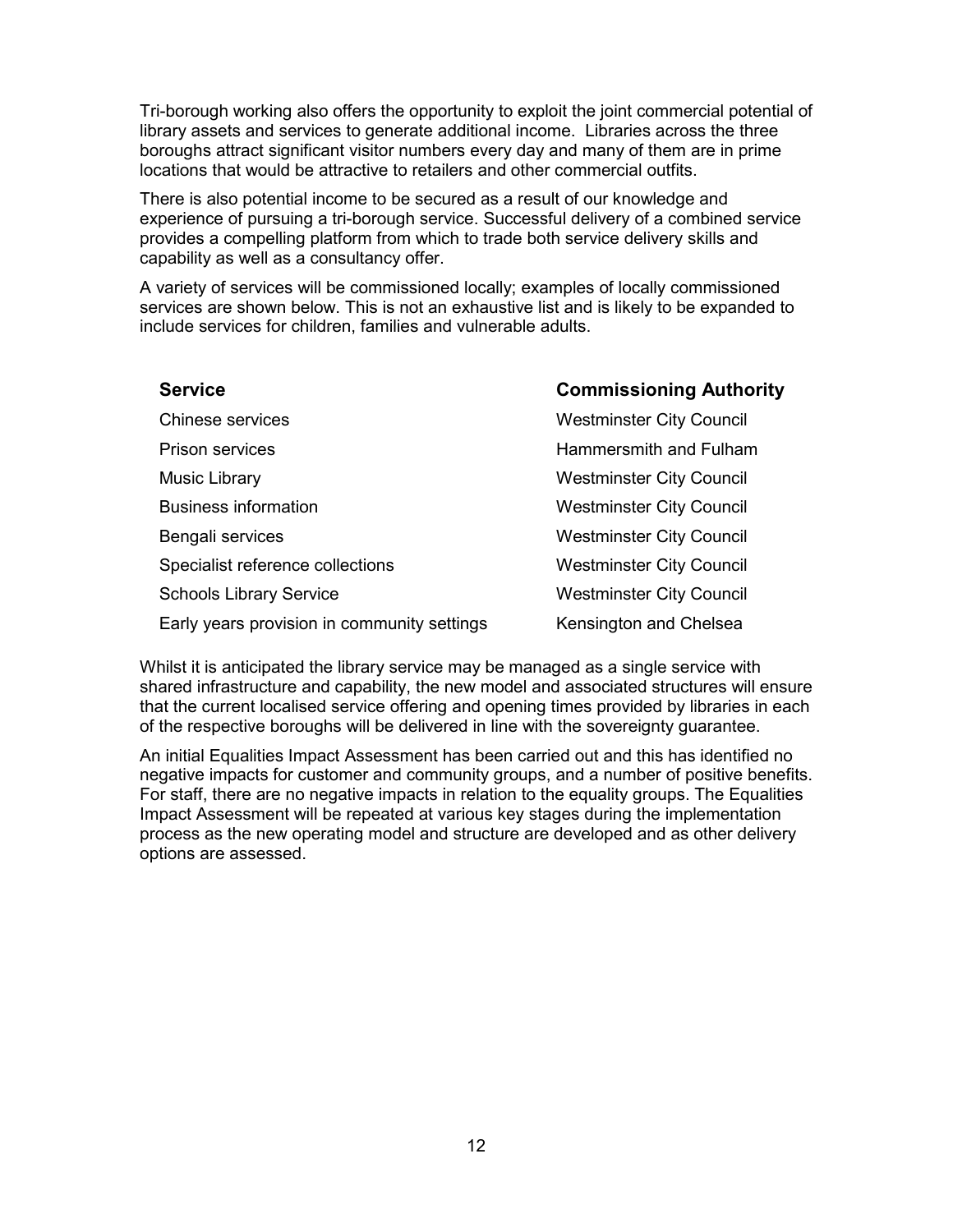Tri-borough working also offers the opportunity to exploit the joint commercial potential of library assets and services to generate additional income. Libraries across the three boroughs attract significant visitor numbers every day and many of them are in prime locations that would be attractive to retailers and other commercial outfits.

There is also potential income to be secured as a result of our knowledge and experience of pursuing a tri-borough service. Successful delivery of a combined service provides a compelling platform from which to trade both service delivery skills and capability as well as a consultancy offer.

A variety of services will be commissioned locally; examples of locally commissioned services are shown below. This is not an exhaustive list and is likely to be expanded to include services for children, families and vulnerable adults.

| Service | Commissioning Authority |
| --- | --- |
| Chinese services | Westminster City Council |
| Prison services | Hammersmith and Fulham |
| Music Library | Westminster City Council |
| Business information | Westminster City Council |
| Bengali services | Westminster City Council |
| Specialist reference collections | Westminster City Council |
| Schools Library Service | Westminster City Council |
| Early years provision in community settings | Kensington and Chelsea |

Whilst it is anticipated the library service may be managed as a single service with shared infrastructure and capability, the new model and associated structures will ensure that the current localised service offering and opening times provided by libraries in each of the respective boroughs will be delivered in line with the sovereignty guarantee.

An initial Equalities Impact Assessment has been carried out and this has identified no negative impacts for customer and community groups, and a number of positive benefits. For staff, there are no negative impacts in relation to the equality groups. The Equalities Impact Assessment will be repeated at various key stages during the implementation process as the new operating model and structure are developed and as other delivery options are assessed.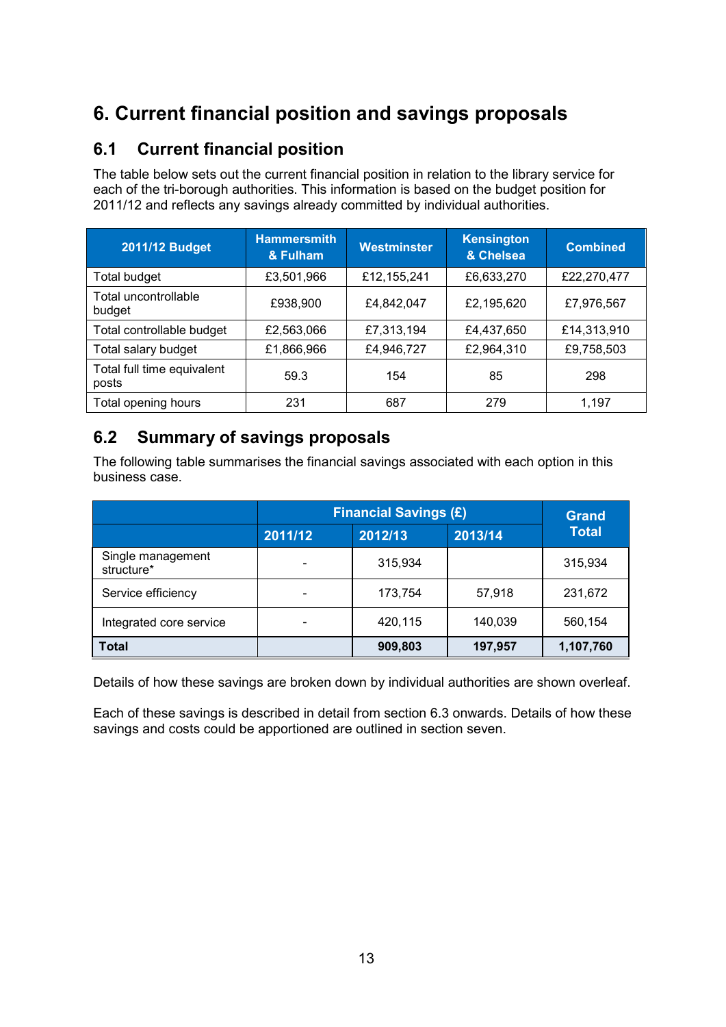# 6. Current financial position and savings proposals

## 6.1 Current financial position

The table below sets out the current financial position in relation to the library service for each of the tri-borough authorities. This information is based on the budget position for 2011/12 and reflects any savings already committed by individual authorities.

| 2011/12 Budget | Hammersmith & Fulham | Westminster | Kensington & Chelsea | Combined |
|---|---|---|---|---|
| Total budget | £3,501,966 | £12,155,241 | £6,633,270 | £22,270,477 |
| Total uncontrollable budget | £938,900 | £4,842,047 | £2,195,620 | £7,976,567 |
| Total controllable budget | £2,563,066 | £7,313,194 | £4,437,650 | £14,313,910 |
| Total salary budget | £1,866,966 | £4,946,727 | £2,964,310 | £9,758,503 |
| Total full time equivalent posts | 59.3 | 154 | 85 | 298 |
| Total opening hours | 231 | 687 | 279 | 1,197 |

## 6.2 Summary of savings proposals

The following table summarises the financial savings associated with each option in this business case.

| | Financial Savings (£) | | | Grand Total |
|---|---|---|---|---|
| | 2011/12 | 2012/13 | 2013/14 | |
| Single management structure* | - | 315,934 | | 315,934 |
| Service efficiency | - | 173,754 | 57,918 | 231,672 |
| Integrated core service | - | 420,115 | 140,039 | 560,154 |
| **Total** | | **909,803** | **197,957** | **1,107,760** |

Details of how these savings are broken down by individual authorities are shown overleaf.

Each of these savings is described in detail from section 6.3 onwards. Details of how these savings and costs could be apportioned are outlined in section seven.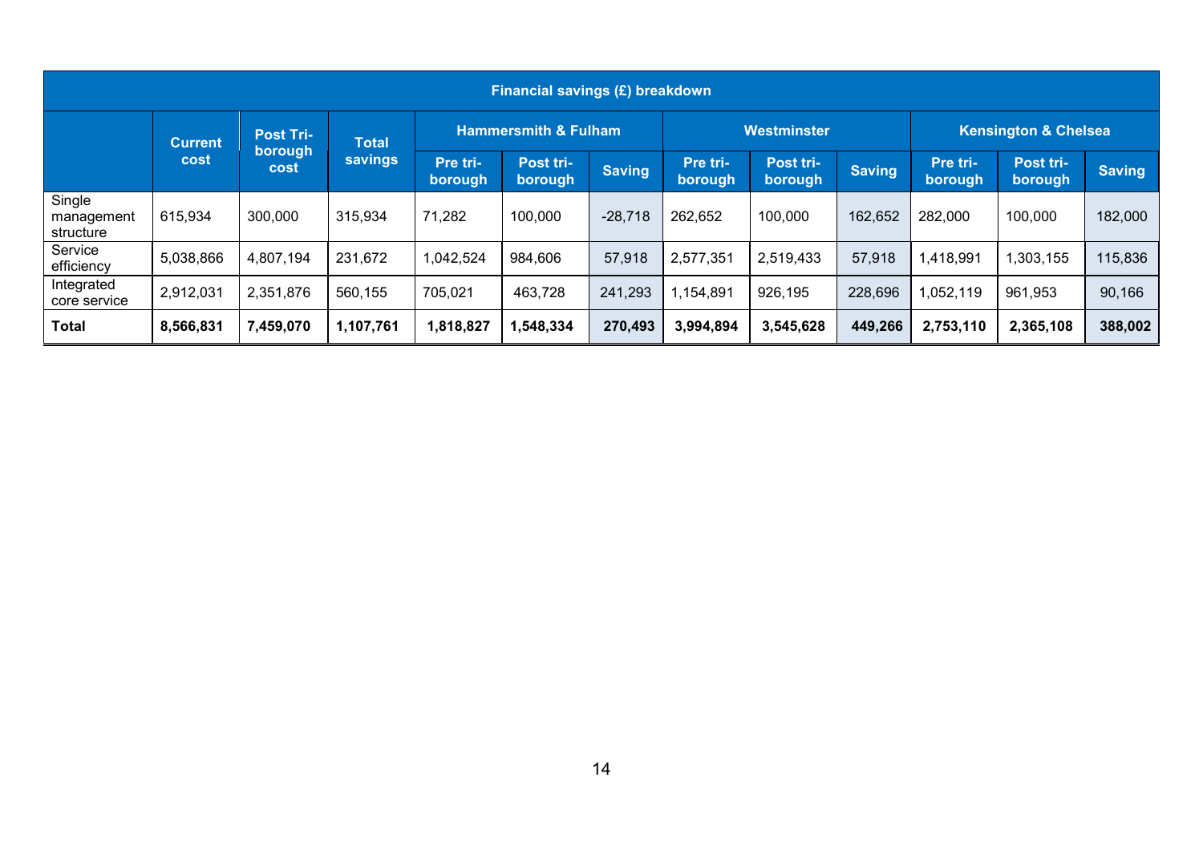| Financial savings (£) breakdown | | | | | | | | | | | | |
|---|---|---|---|---|---|---|---|---|---|---|---|---|
| | Current cost | Post Tri-borough cost | Total savings | Hammersmith & Fulham | | | Westminster | | | Kensington & Chelsea | | |
| | | | | Pre tri-borough | Post tri-borough | Saving | Pre tri-borough | Post tri-borough | Saving | Pre tri-borough | Post tri-borough | Saving |
| Single management structure | 615,934 | 300,000 | 315,934 | 71,282 | 100,000 | -28,718 | 262,652 | 100,000 | 162,652 | 282,000 | 100,000 | 182,000 |
| Service efficiency | 5,038,866 | 4,807,194 | 231,672 | 1,042,524 | 984,606 | 57,918 | 2,577,351 | 2,519,433 | 57,918 | 1,418,991 | 1,303,155 | 115,836 |
| Integrated core service | 2,912,031 | 2,351,876 | 560,155 | 705,021 | 463,728 | 241,293 | 1,154,891 | 926,195 | 228,696 | 1,052,119 | 961,953 | 90,166 |
| **Total** | **8,566,831** | **7,459,070** | **1,107,761** | **1,818,827** | **1,548,334** | **270,493** | **3,994,894** | **3,545,628** | **449,266** | **2,753,110** | **2,365,108** | **388,002** |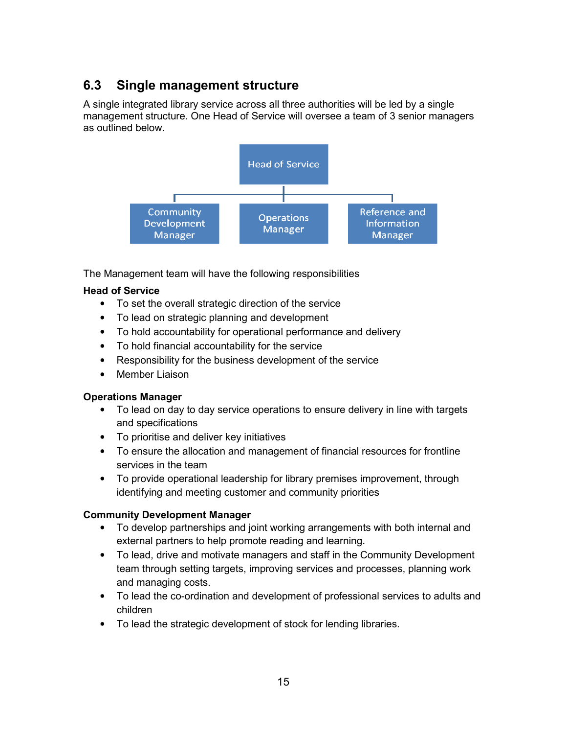## 6.3 Single management structure

A single integrated library service across all three authorities will be led by a single management structure. One Head of Service will oversee a team of 3 senior managers as outlined below.

- Head of Service
  - Community Development Manager
  - Operations Manager
  - Reference and Information Manager

The Management team will have the following responsibilities

**Head of Service**

- To set the overall strategic direction of the service
- To lead on strategic planning and development
- To hold accountability for operational performance and delivery
- To hold financial accountability for the service
- Responsibility for the business development of the service
- Member Liaison

**Operations Manager**

- To lead on day to day service operations to ensure delivery in line with targets and specifications
- To prioritise and deliver key initiatives
- To ensure the allocation and management of financial resources for frontline services in the team
- To provide operational leadership for library premises improvement, through identifying and meeting customer and community priorities

**Community Development Manager**

- To develop partnerships and joint working arrangements with both internal and external partners to help promote reading and learning.
- To lead, drive and motivate managers and staff in the Community Development team through setting targets, improving services and processes, planning work and managing costs.
- To lead the co-ordination and development of professional services to adults and children
- To lead the strategic development of stock for lending libraries.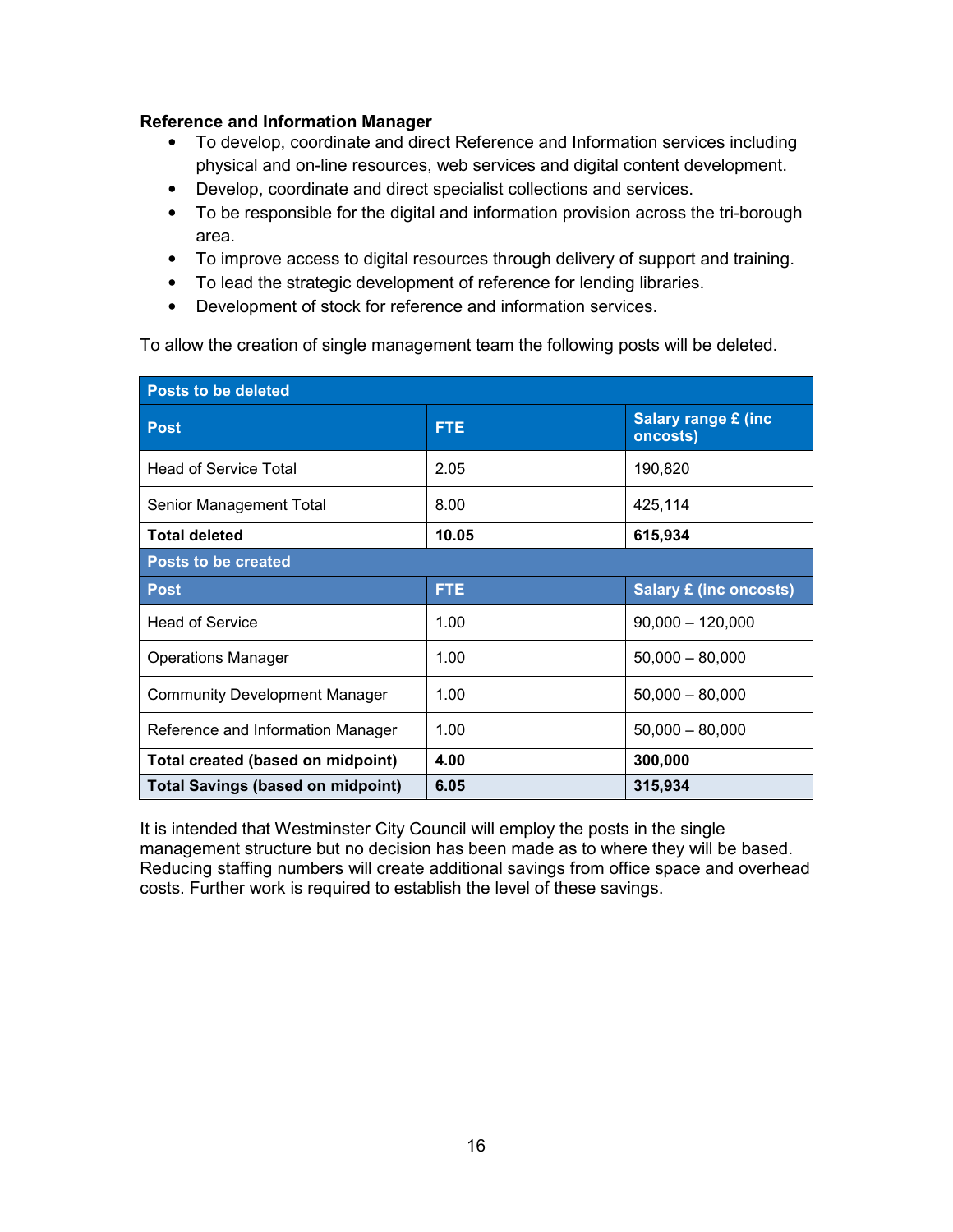**Reference and Information Manager**

- To develop, coordinate and direct Reference and Information services including physical and on-line resources, web services and digital content development.
- Develop, coordinate and direct specialist collections and services.
- To be responsible for the digital and information provision across the tri-borough area.
- To improve access to digital resources through delivery of support and training.
- To lead the strategic development of reference for lending libraries.
- Development of stock for reference and information services.

To allow the creation of single management team the following posts will be deleted.

| Posts to be deleted | | |
|---|---|---|
| **Post** | **FTE** | **Salary range £ (inc oncosts)** |
| Head of Service Total | 2.05 | 190,820 |
| Senior Management Total | 8.00 | 425,114 |
| **Total deleted** | **10.05** | **615,934** |
| **Posts to be created** | | |
| **Post** | **FTE** | **Salary £ (inc oncosts)** |
| Head of Service | 1.00 | 90,000 – 120,000 |
| Operations Manager | 1.00 | 50,000 – 80,000 |
| Community Development Manager | 1.00 | 50,000 – 80,000 |
| Reference and Information Manager | 1.00 | 50,000 – 80,000 |
| **Total created (based on midpoint)** | **4.00** | **300,000** |
| **Total Savings (based on midpoint)** | **6.05** | **315,934** |

It is intended that Westminster City Council will employ the posts in the single management structure but no decision has been made as to where they will be based. Reducing staffing numbers will create additional savings from office space and overhead costs. Further work is required to establish the level of these savings.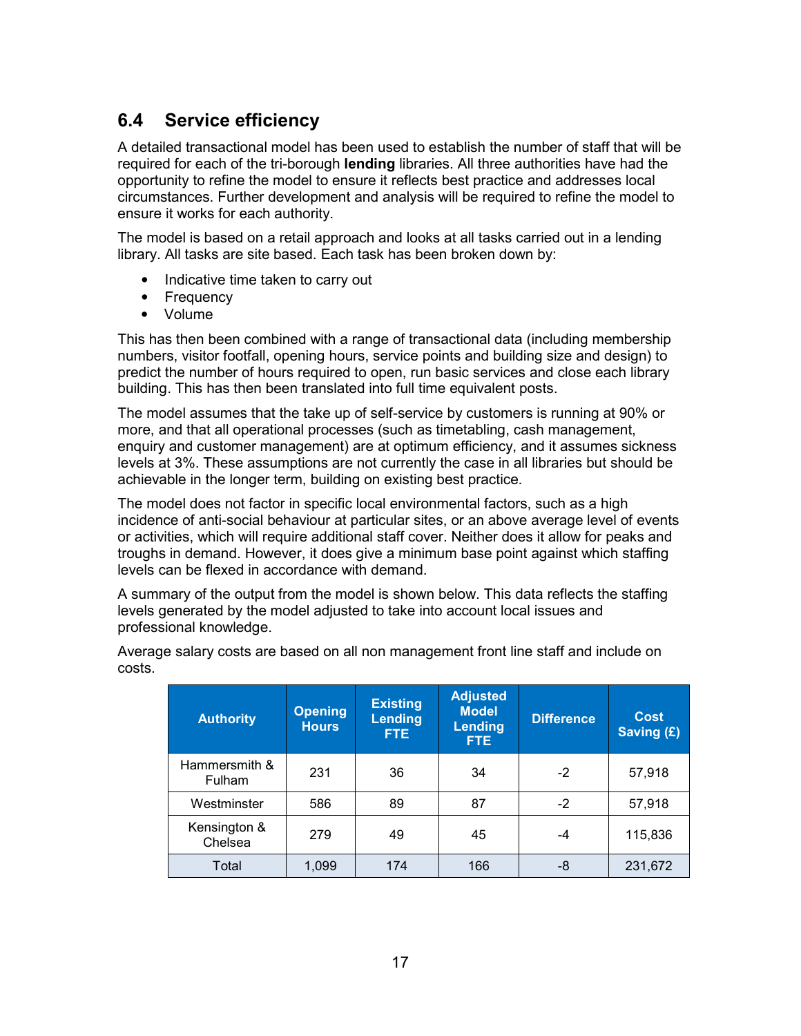## 6.4 Service efficiency

A detailed transactional model has been used to establish the number of staff that will be required for each of the tri-borough **lending** libraries. All three authorities have had the opportunity to refine the model to ensure it reflects best practice and addresses local circumstances. Further development and analysis will be required to refine the model to ensure it works for each authority.

The model is based on a retail approach and looks at all tasks carried out in a lending library. All tasks are site based. Each task has been broken down by:

- Indicative time taken to carry out
- Frequency
- Volume

This has then been combined with a range of transactional data (including membership numbers, visitor footfall, opening hours, service points and building size and design) to predict the number of hours required to open, run basic services and close each library building. This has then been translated into full time equivalent posts.

The model assumes that the take up of self-service by customers is running at 90% or more, and that all operational processes (such as timetabling, cash management, enquiry and customer management) are at optimum efficiency, and it assumes sickness levels at 3%. These assumptions are not currently the case in all libraries but should be achievable in the longer term, building on existing best practice.

The model does not factor in specific local environmental factors, such as a high incidence of anti-social behaviour at particular sites, or an above average level of events or activities, which will require additional staff cover. Neither does it allow for peaks and troughs in demand. However, it does give a minimum base point against which staffing levels can be flexed in accordance with demand.

A summary of the output from the model is shown below. This data reflects the staffing levels generated by the model adjusted to take into account local issues and professional knowledge.

Average salary costs are based on all non management front line staff and include on costs.

| Authority | Opening Hours | Existing Lending FTE | Adjusted Model Lending FTE | Difference | Cost Saving (£) |
|---|---|---|---|---|---|
| Hammersmith & Fulham | 231 | 36 | 34 | -2 | 57,918 |
| Westminster | 586 | 89 | 87 | -2 | 57,918 |
| Kensington & Chelsea | 279 | 49 | 45 | -4 | 115,836 |
| Total | 1,099 | 174 | 166 | -8 | 231,672 |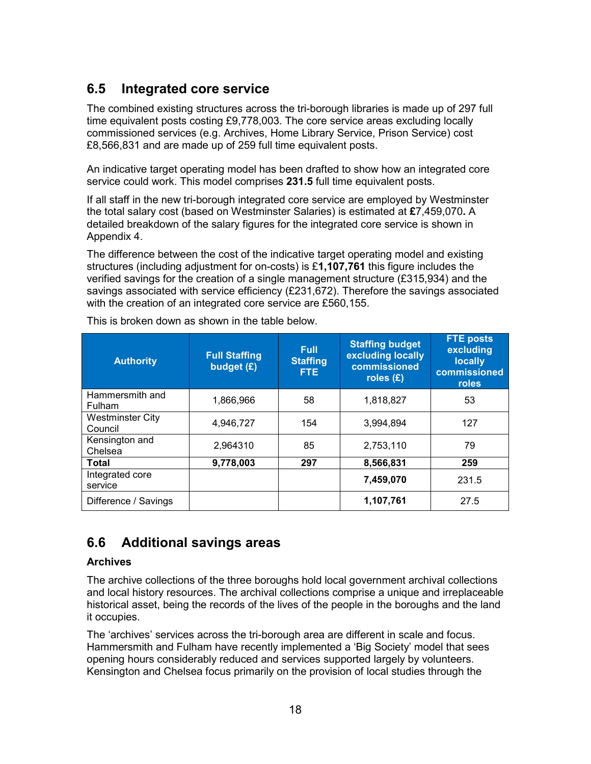## 6.5 Integrated core service

The combined existing structures across the tri-borough libraries is made up of 297 full time equivalent posts costing £9,778,003. The core service areas excluding locally commissioned services (e.g. Archives, Home Library Service, Prison Service) cost £8,566,831 and are made up of 259 full time equivalent posts.

An indicative target operating model has been drafted to show how an integrated core service could work. This model comprises **231.5** full time equivalent posts.

If all staff in the new tri-borough integrated core service are employed by Westminster the total salary cost (based on Westminster Salaries) is estimated at **£**7,459,070**.** A detailed breakdown of the salary figures for the integrated core service is shown in Appendix 4.

The difference between the cost of the indicative target operating model and existing structures (including adjustment for on-costs) is £**1,107,761** this figure includes the verified savings for the creation of a single management structure (£315,934) and the savings associated with service efficiency (£231,672). Therefore the savings associated with the creation of an integrated core service are £560,155.

This is broken down as shown in the table below.

| Authority | Full Staffing budget (£) | Full Staffing FTE | Staffing budget excluding locally commissioned roles (£) | FTE posts excluding locally commissioned roles |
|---|---|---|---|---|
| Hammersmith and Fulham | 1,866,966 | 58 | 1,818,827 | 53 |
| Westminster City Council | 4,946,727 | 154 | 3,994,894 | 127 |
| Kensington and Chelsea | 2,964310 | 85 | 2,753,110 | 79 |
| **Total** | **9,778,003** | **297** | **8,566,831** | **259** |
| Integrated core service | | | **7,459,070** | 231.5 |
| Difference / Savings | | | **1,107,761** | 27.5 |

## 6.6 Additional savings areas

### Archives

The archive collections of the three boroughs hold local government archival collections and local history resources. The archival collections comprise a unique and irreplaceable historical asset, being the records of the lives of the people in the boroughs and the land it occupies.

The 'archives' services across the tri-borough area are different in scale and focus. Hammersmith and Fulham have recently implemented a 'Big Society' model that sees opening hours considerably reduced and services supported largely by volunteers. Kensington and Chelsea focus primarily on the provision of local studies through the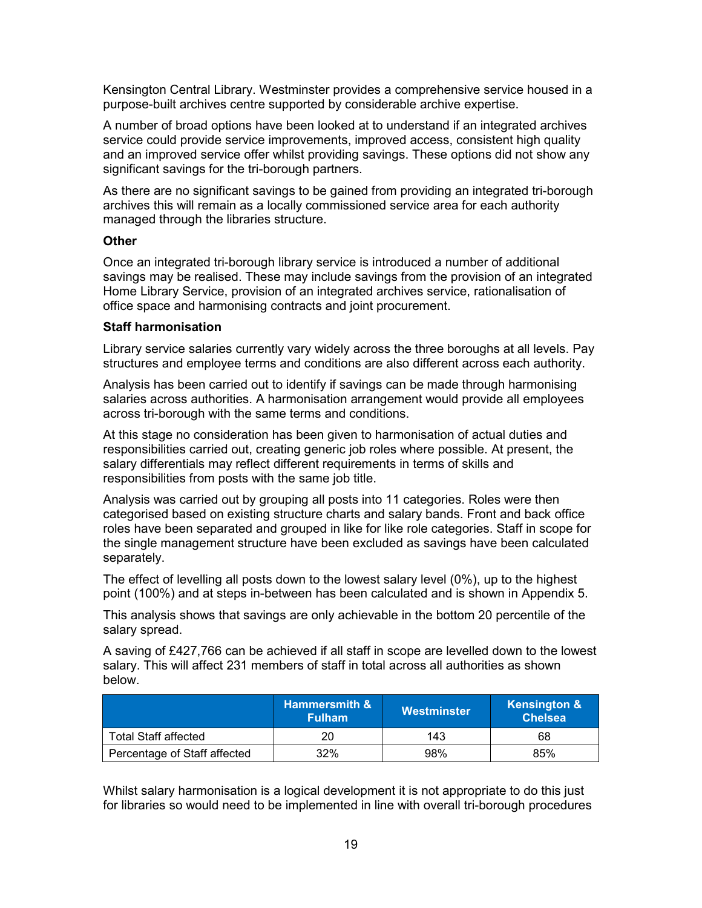Kensington Central Library. Westminster provides a comprehensive service housed in a purpose-built archives centre supported by considerable archive expertise.

A number of broad options have been looked at to understand if an integrated archives service could provide service improvements, improved access, consistent high quality and an improved service offer whilst providing savings. These options did not show any significant savings for the tri-borough partners.

As there are no significant savings to be gained from providing an integrated tri-borough archives this will remain as a locally commissioned service area for each authority managed through the libraries structure.

**Other**

Once an integrated tri-borough library service is introduced a number of additional savings may be realised. These may include savings from the provision of an integrated Home Library Service, provision of an integrated archives service, rationalisation of office space and harmonising contracts and joint procurement.

**Staff harmonisation**

Library service salaries currently vary widely across the three boroughs at all levels. Pay structures and employee terms and conditions are also different across each authority.

Analysis has been carried out to identify if savings can be made through harmonising salaries across authorities. A harmonisation arrangement would provide all employees across tri-borough with the same terms and conditions.

At this stage no consideration has been given to harmonisation of actual duties and responsibilities carried out, creating generic job roles where possible. At present, the salary differentials may reflect different requirements in terms of skills and responsibilities from posts with the same job title.

Analysis was carried out by grouping all posts into 11 categories. Roles were then categorised based on existing structure charts and salary bands. Front and back office roles have been separated and grouped in like for like role categories. Staff in scope for the single management structure have been excluded as savings have been calculated separately.

The effect of levelling all posts down to the lowest salary level (0%), up to the highest point (100%) and at steps in-between has been calculated and is shown in Appendix 5.

This analysis shows that savings are only achievable in the bottom 20 percentile of the salary spread.

A saving of £427,766 can be achieved if all staff in scope are levelled down to the lowest salary. This will affect 231 members of staff in total across all authorities as shown below.

| | Hammersmith & Fulham | Westminster | Kensington & Chelsea |
|---|---|---|---|
| Total Staff affected | 20 | 143 | 68 |
| Percentage of Staff affected | 32% | 98% | 85% |

Whilst salary harmonisation is a logical development it is not appropriate to do this just for libraries so would need to be implemented in line with overall tri-borough procedures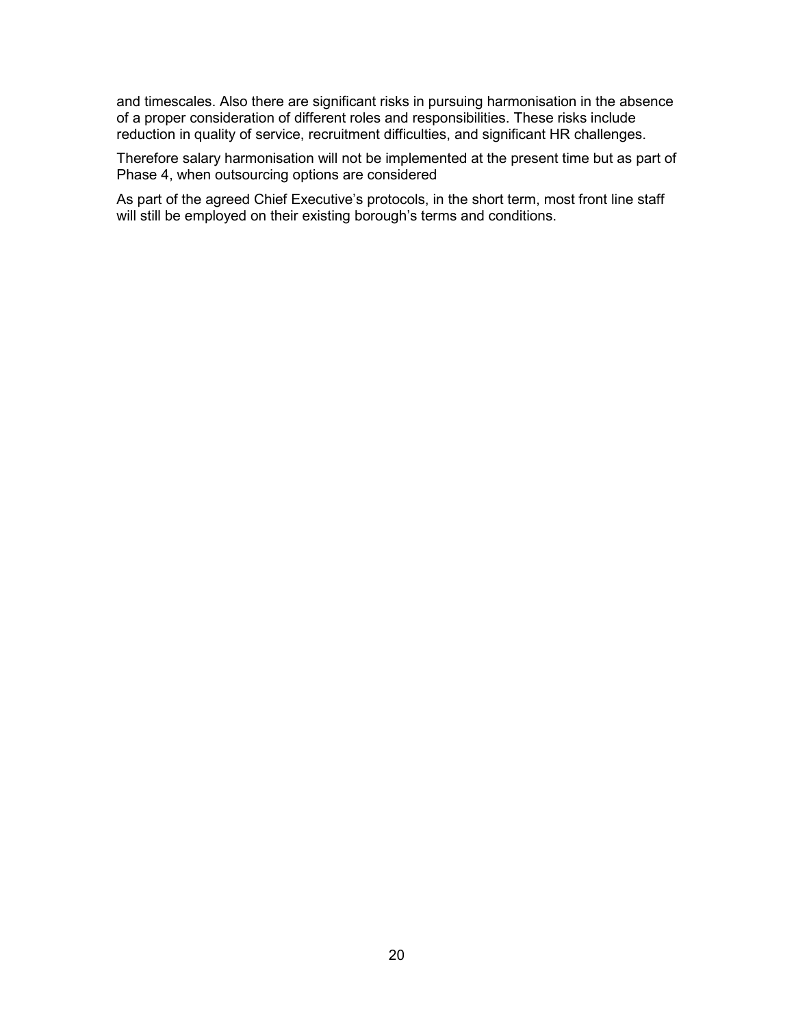and timescales. Also there are significant risks in pursuing harmonisation in the absence of a proper consideration of different roles and responsibilities. These risks include reduction in quality of service, recruitment difficulties, and significant HR challenges.

Therefore salary harmonisation will not be implemented at the present time but as part of Phase 4, when outsourcing options are considered

As part of the agreed Chief Executive's protocols, in the short term, most front line staff will still be employed on their existing borough's terms and conditions.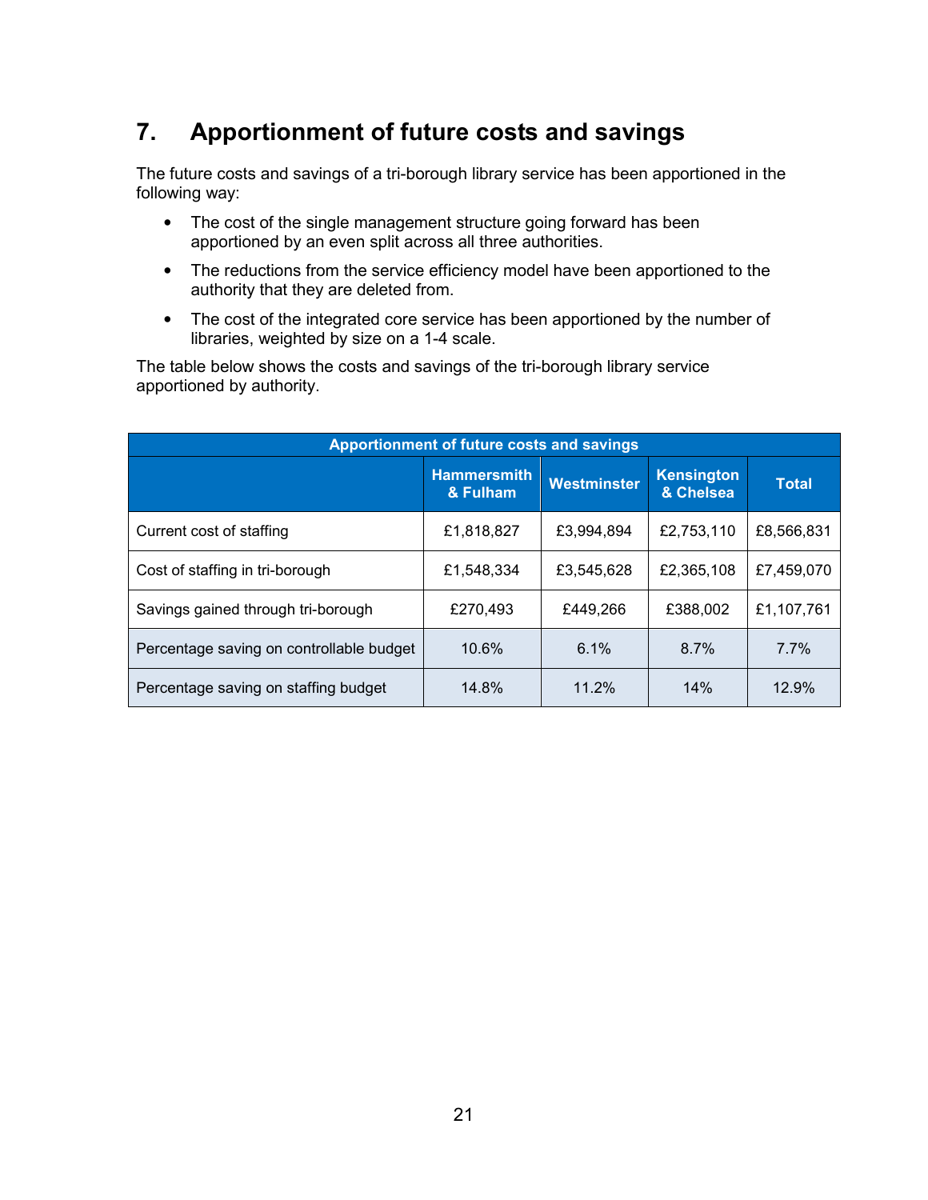## 7. Apportionment of future costs and savings

The future costs and savings of a tri-borough library service has been apportioned in the following way:

- The cost of the single management structure going forward has been apportioned by an even split across all three authorities.
- The reductions from the service efficiency model have been apportioned to the authority that they are deleted from.
- The cost of the integrated core service has been apportioned by the number of libraries, weighted by size on a 1-4 scale.

The table below shows the costs and savings of the tri-borough library service apportioned by authority.

| Apportionment of future costs and savings | | | | |
|---|---|---|---|---|
| | Hammersmith & Fulham | Westminster | Kensington & Chelsea | Total |
| Current cost of staffing | £1,818,827 | £3,994,894 | £2,753,110 | £8,566,831 |
| Cost of staffing in tri-borough | £1,548,334 | £3,545,628 | £2,365,108 | £7,459,070 |
| Savings gained through tri-borough | £270,493 | £449,266 | £388,002 | £1,107,761 |
| Percentage saving on controllable budget | 10.6% | 6.1% | 8.7% | 7.7% |
| Percentage saving on staffing budget | 14.8% | 11.2% | 14% | 12.9% |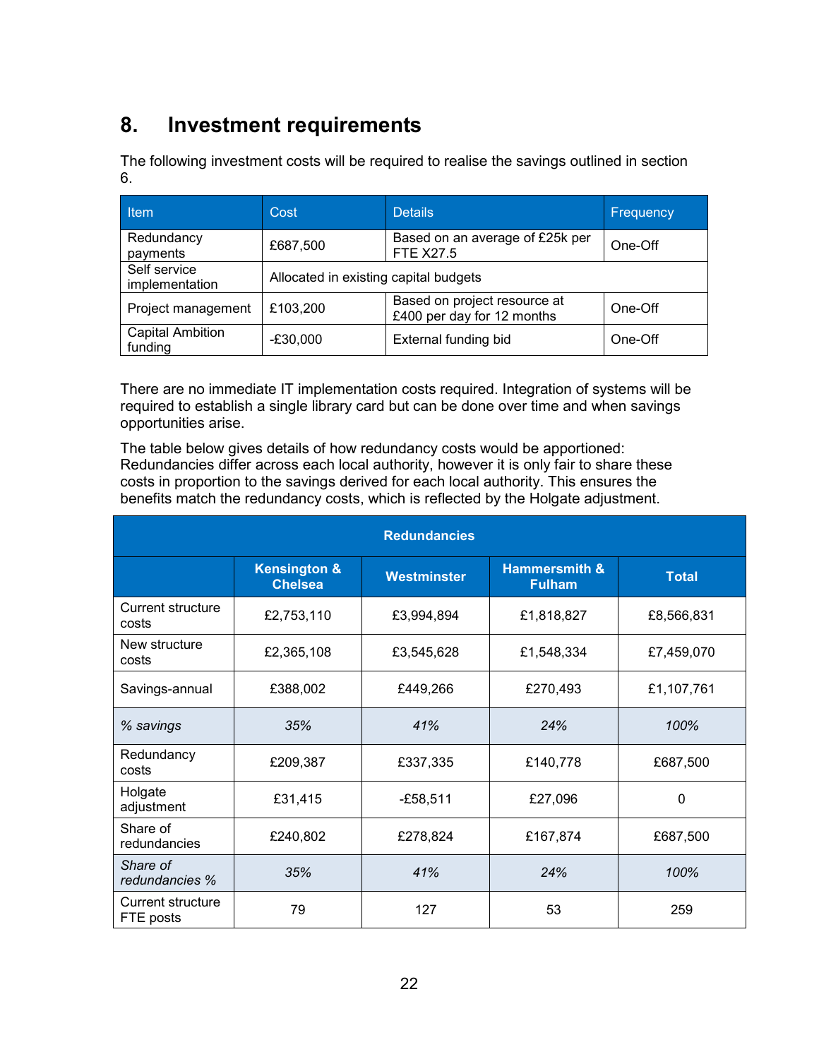## 8. Investment requirements

The following investment costs will be required to realise the savings outlined in section 6.

| Item | Cost | Details | Frequency |
|---|---|---|---|
| Redundancy payments | £687,500 | Based on an average of £25k per FTE X27.5 | One-Off |
| Self service implementation | Allocated in existing capital budgets | | |
| Project management | £103,200 | Based on project resource at £400 per day for 12 months | One-Off |
| Capital Ambition funding | -£30,000 | External funding bid | One-Off |

There are no immediate IT implementation costs required. Integration of systems will be required to establish a single library card but can be done over time and when savings opportunities arise.

The table below gives details of how redundancy costs would be apportioned: Redundancies differ across each local authority, however it is only fair to share these costs in proportion to the savings derived for each local authority. This ensures the benefits match the redundancy costs, which is reflected by the Holgate adjustment.

| Redundancies | | | | |
|---|---|---|---|---|
| | **Kensington & Chelsea** | **Westminster** | **Hammersmith & Fulham** | **Total** |
| Current structure costs | £2,753,110 | £3,994,894 | £1,818,827 | £8,566,831 |
| New structure costs | £2,365,108 | £3,545,628 | £1,548,334 | £7,459,070 |
| Savings-annual | £388,002 | £449,266 | £270,493 | £1,107,761 |
| *% savings* | *35%* | *41%* | *24%* | *100%* |
| Redundancy costs | £209,387 | £337,335 | £140,778 | £687,500 |
| Holgate adjustment | £31,415 | -£58,511 | £27,096 | 0 |
| Share of redundancies | £240,802 | £278,824 | £167,874 | £687,500 |
| *Share of redundancies %* | *35%* | *41%* | *24%* | *100%* |
| Current structure FTE posts | 79 | 127 | 53 | 259 |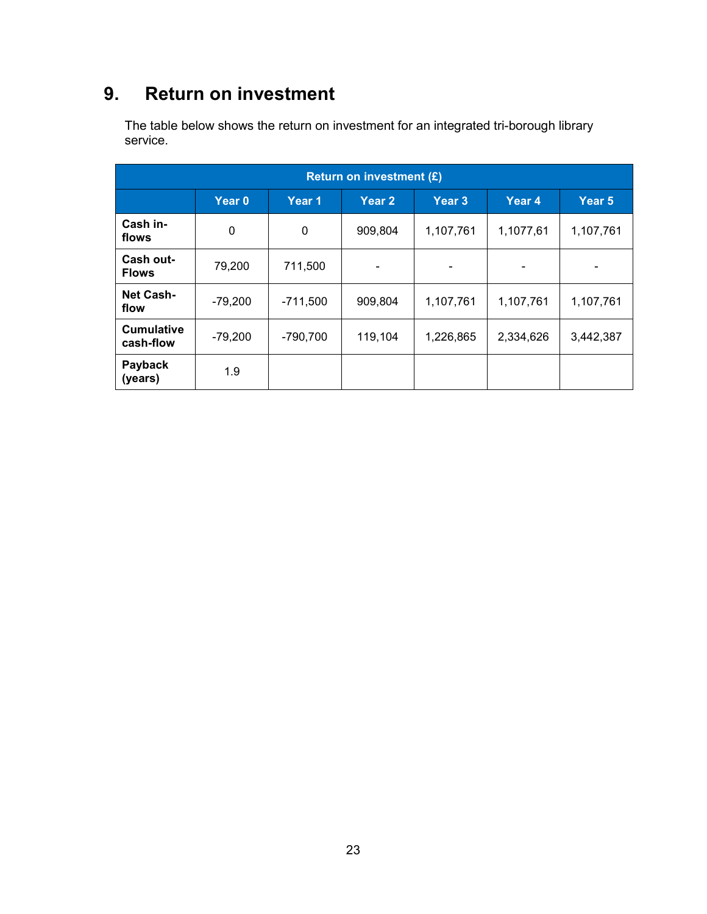## 9. Return on investment

The table below shows the return on investment for an integrated tri-borough library service.

| Return on investment (£) | | | | | | |
|---|---|---|---|---|---|---|
| | Year 0 | Year 1 | Year 2 | Year 3 | Year 4 | Year 5 |
| **Cash in-flows** | 0 | 0 | 909,804 | 1,107,761 | 1,1077,61 | 1,107,761 |
| **Cash out-Flows** | 79,200 | 711,500 | - | - | - | - |
| **Net Cash-flow** | -79,200 | -711,500 | 909,804 | 1,107,761 | 1,107,761 | 1,107,761 |
| **Cumulative cash-flow** | -79,200 | -790,700 | 119,104 | 1,226,865 | 2,334,626 | 3,442,387 |
| **Payback (years)** | 1.9 | | | | | |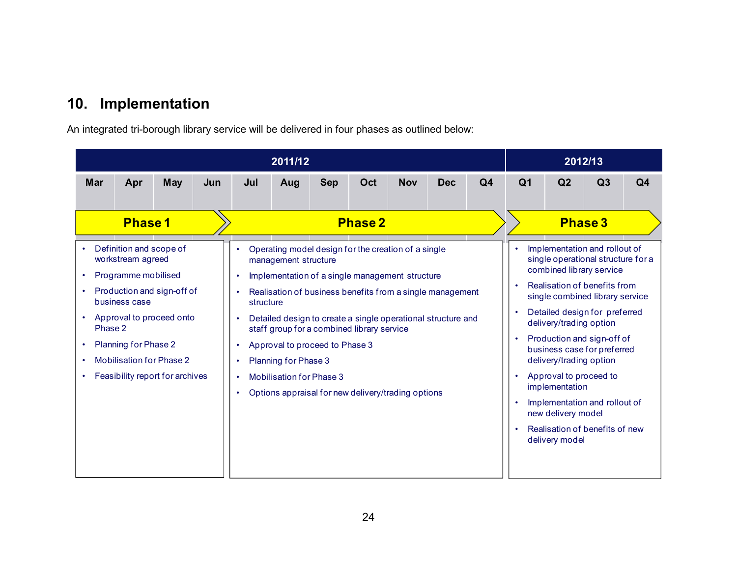## 10. Implementation

An integrated tri-borough library service will be delivered in four phases as outlined below:

| 2011/12 | | | | | | | | | | | 2012/13 | | | |
|---|---|---|---|---|---|---|---|---|---|---|---|---|---|---|
| Mar | Apr | May | Jun | Jul | Aug | Sep | Oct | Nov | Dec | Q4 | Q1 | Q2 | Q3 | Q4 |

**Phase 1**

- Definition and scope of workstream agreed
- Programme mobilised
- Production and sign-off of business case
- Approval to proceed onto Phase 2
- Planning for Phase 2
- Mobilisation for Phase 2
- Feasibility report for archives

**Phase 2**

- Operating model design for the creation of a single management structure
- Implementation of a single management structure
- Realisation of business benefits from a single management structure
- Detailed design to create a single operational structure and staff group for a combined library service
- Approval to proceed to Phase 3
- Planning for Phase 3
- Mobilisation for Phase 3
- Options appraisal for new delivery/trading options

**Phase 3**

- Implementation and rollout of single operational structure for a combined library service
- Realisation of benefits from single combined library service
- Detailed design for preferred delivery/trading option
- Production and sign-off of business case for preferred delivery/trading option
- Approval to proceed to implementation
- Implementation and rollout of new delivery model
- Realisation of benefits of new delivery model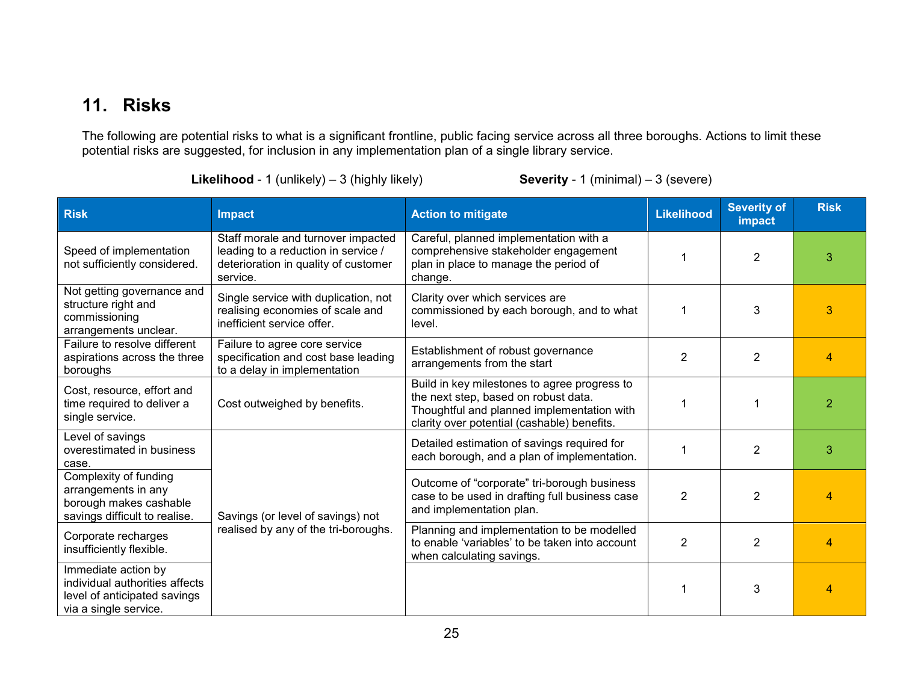## 11. Risks

The following are potential risks to what is a significant frontline, public facing service across all three boroughs. Actions to limit these potential risks are suggested, for inclusion in any implementation plan of a single library service.

**Likelihood** - 1 (unlikely) – 3 (highly likely) **Severity** - 1 (minimal) – 3 (severe)

| Risk | Impact | Action to mitigate | Likelihood | Severity of impact | Risk |
|---|---|---|---|---|---|
| Speed of implementation not sufficiently considered. | Staff morale and turnover impacted leading to a reduction in service / deterioration in quality of customer service. | Careful, planned implementation with a comprehensive stakeholder engagement plan in place to manage the period of change. | 1 | 2 | 3 |
| Not getting governance and structure right and commissioning arrangements unclear. | Single service with duplication, not realising economies of scale and inefficient service offer. | Clarity over which services are commissioned by each borough, and to what level. | 1 | 3 | 3 |
| Failure to resolve different aspirations across the three boroughs | Failure to agree core service specification and cost base leading to a delay in implementation | Establishment of robust governance arrangements from the start | 2 | 2 | 4 |
| Cost, resource, effort and time required to deliver a single service. | Cost outweighed by benefits. | Build in key milestones to agree progress to the next step, based on robust data. Thoughtful and planned implementation with clarity over potential (cashable) benefits. | 1 | 1 | 2 |
| Level of savings overestimated in business case. | Savings (or level of savings) not realised by any of the tri-boroughs. | Detailed estimation of savings required for each borough, and a plan of implementation. | 1 | 2 | 3 |
| Complexity of funding arrangements in any borough makes cashable savings difficult to realise. | | Outcome of “corporate” tri-borough business case to be used in drafting full business case and implementation plan. | 2 | 2 | 4 |
| Corporate recharges insufficiently flexible. | | Planning and implementation to be modelled to enable ‘variables’ to be taken into account when calculating savings. | 2 | 2 | 4 |
| Immediate action by individual authorities affects level of anticipated savings via a single service. | | | 1 | 3 | 4 |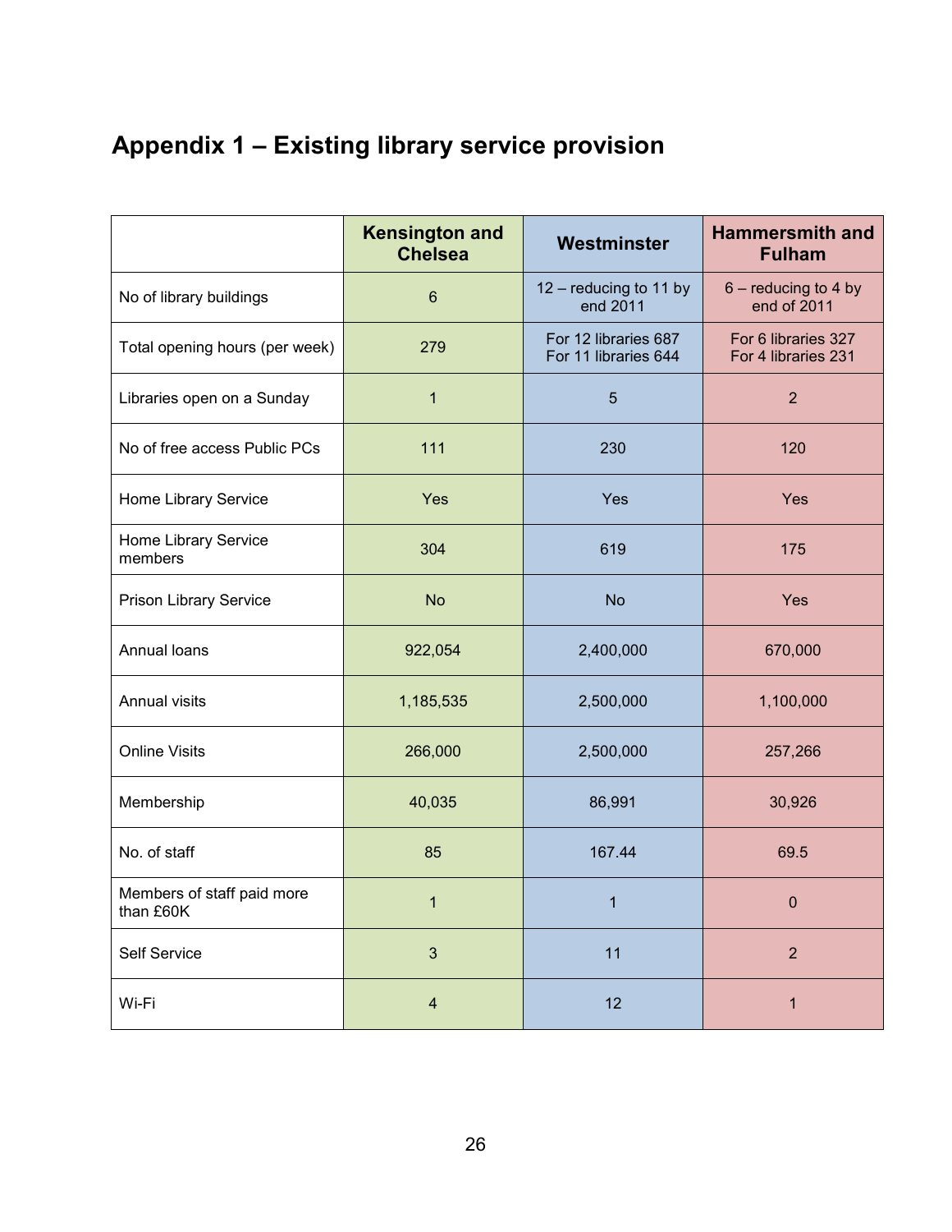# Appendix 1 – Existing library service provision

| | Kensington and Chelsea | Westminster | Hammersmith and Fulham |
|---|---|---|---|
| No of library buildings | 6 | 12 – reducing to 11 by end 2011 | 6 – reducing to 4 by end of 2011 |
| Total opening hours (per week) | 279 | For 12 libraries 687<br>For 11 libraries 644 | For 6 libraries 327<br>For 4 libraries 231 |
| Libraries open on a Sunday | 1 | 5 | 2 |
| No of free access Public PCs | 111 | 230 | 120 |
| Home Library Service | Yes | Yes | Yes |
| Home Library Service members | 304 | 619 | 175 |
| Prison Library Service | No | No | Yes |
| Annual loans | 922,054 | 2,400,000 | 670,000 |
| Annual visits | 1,185,535 | 2,500,000 | 1,100,000 |
| Online Visits | 266,000 | 2,500,000 | 257,266 |
| Membership | 40,035 | 86,991 | 30,926 |
| No. of staff | 85 | 167.44 | 69.5 |
| Members of staff paid more than £60K | 1 | 1 | 0 |
| Self Service | 3 | 11 | 2 |
| Wi-Fi | 4 | 12 | 1 |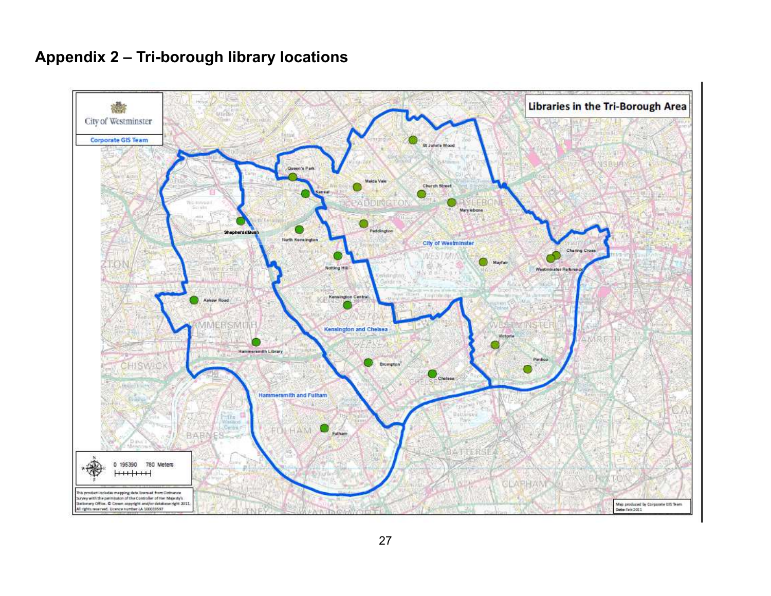## Appendix 2 – Tri-borough library locations

Libraries in the Tri-Borough Area

City of Westminster
Corporate GIS Team

St John's Wood
Queen's Park
Maida Vale
Church Street
Kensal
Marylebone
Paddington
Shepherds Bush
North Kensington
City of Westminster
Notting Hill
Mayfair
Charing Cross
Westminster Reference
Kensington Central
Askew Road
Kensington and Chelsea
Victoria
Hammersmith Library
Brompton
Pimlico
Chelsea
Hammersmith and Fulham
Fulham

0 195390 780 Meters

This product includes mapping data licensed from Ordnance Survey with the permission of the Controller of Her Majesty's Stationery Office. © Crown copyright and/or database right 2011. All rights reserved. Licence number LA 100019597

Map produced by Corporate GIS Team
Date: Feb 2011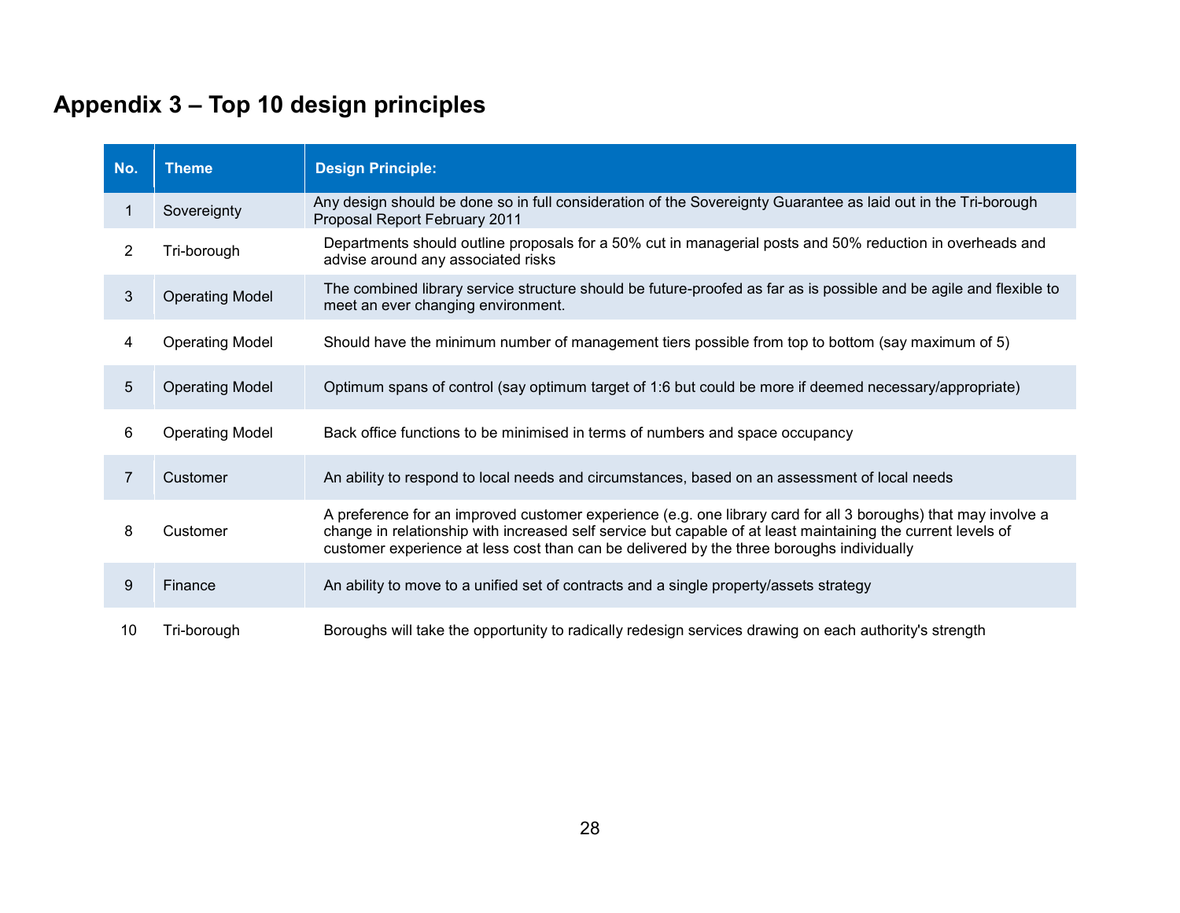# Appendix 3 – Top 10 design principles

| No. | Theme | Design Principle: |
|---|---|---|
| 1 | Sovereignty | Any design should be done so in full consideration of the Sovereignty Guarantee as laid out in the Tri-borough Proposal Report February 2011 |
| 2 | Tri-borough | Departments should outline proposals for a 50% cut in managerial posts and 50% reduction in overheads and advise around any associated risks |
| 3 | Operating Model | The combined library service structure should be future-proofed as far as is possible and be agile and flexible to meet an ever changing environment. |
| 4 | Operating Model | Should have the minimum number of management tiers possible from top to bottom (say maximum of 5) |
| 5 | Operating Model | Optimum spans of control (say optimum target of 1:6 but could be more if deemed necessary/appropriate) |
| 6 | Operating Model | Back office functions to be minimised in terms of numbers and space occupancy |
| 7 | Customer | An ability to respond to local needs and circumstances, based on an assessment of local needs |
| 8 | Customer | A preference for an improved customer experience (e.g. one library card for all 3 boroughs) that may involve a change in relationship with increased self service but capable of at least maintaining the current levels of customer experience at less cost than can be delivered by the three boroughs individually |
| 9 | Finance | An ability to move to a unified set of contracts and a single property/assets strategy |
| 10 | Tri-borough | Boroughs will take the opportunity to radically redesign services drawing on each authority's strength |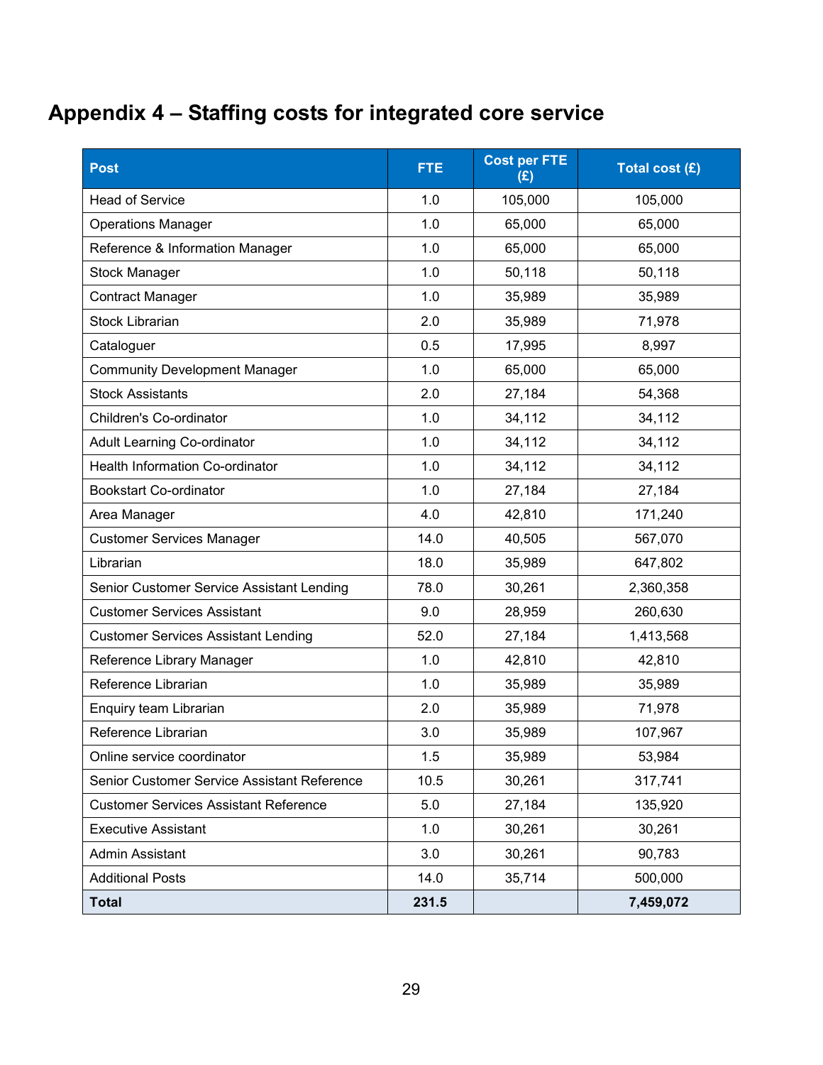## Appendix 4 – Staffing costs for integrated core service

| Post | FTE | Cost per FTE (£) | Total cost (£) |
|---|---|---|---|
| Head of Service | 1.0 | 105,000 | 105,000 |
| Operations Manager | 1.0 | 65,000 | 65,000 |
| Reference & Information Manager | 1.0 | 65,000 | 65,000 |
| Stock Manager | 1.0 | 50,118 | 50,118 |
| Contract Manager | 1.0 | 35,989 | 35,989 |
| Stock Librarian | 2.0 | 35,989 | 71,978 |
| Cataloguer | 0.5 | 17,995 | 8,997 |
| Community Development Manager | 1.0 | 65,000 | 65,000 |
| Stock Assistants | 2.0 | 27,184 | 54,368 |
| Children's Co-ordinator | 1.0 | 34,112 | 34,112 |
| Adult Learning Co-ordinator | 1.0 | 34,112 | 34,112 |
| Health Information Co-ordinator | 1.0 | 34,112 | 34,112 |
| Bookstart Co-ordinator | 1.0 | 27,184 | 27,184 |
| Area Manager | 4.0 | 42,810 | 171,240 |
| Customer Services Manager | 14.0 | 40,505 | 567,070 |
| Librarian | 18.0 | 35,989 | 647,802 |
| Senior Customer Service Assistant Lending | 78.0 | 30,261 | 2,360,358 |
| Customer Services Assistant | 9.0 | 28,959 | 260,630 |
| Customer Services Assistant Lending | 52.0 | 27,184 | 1,413,568 |
| Reference Library Manager | 1.0 | 42,810 | 42,810 |
| Reference Librarian | 1.0 | 35,989 | 35,989 |
| Enquiry team Librarian | 2.0 | 35,989 | 71,978 |
| Reference Librarian | 3.0 | 35,989 | 107,967 |
| Online service coordinator | 1.5 | 35,989 | 53,984 |
| Senior Customer Service Assistant Reference | 10.5 | 30,261 | 317,741 |
| Customer Services Assistant Reference | 5.0 | 27,184 | 135,920 |
| Executive Assistant | 1.0 | 30,261 | 30,261 |
| Admin Assistant | 3.0 | 30,261 | 90,783 |
| Additional Posts | 14.0 | 35,714 | 500,000 |
| **Total** | **231.5** | | **7,459,072** |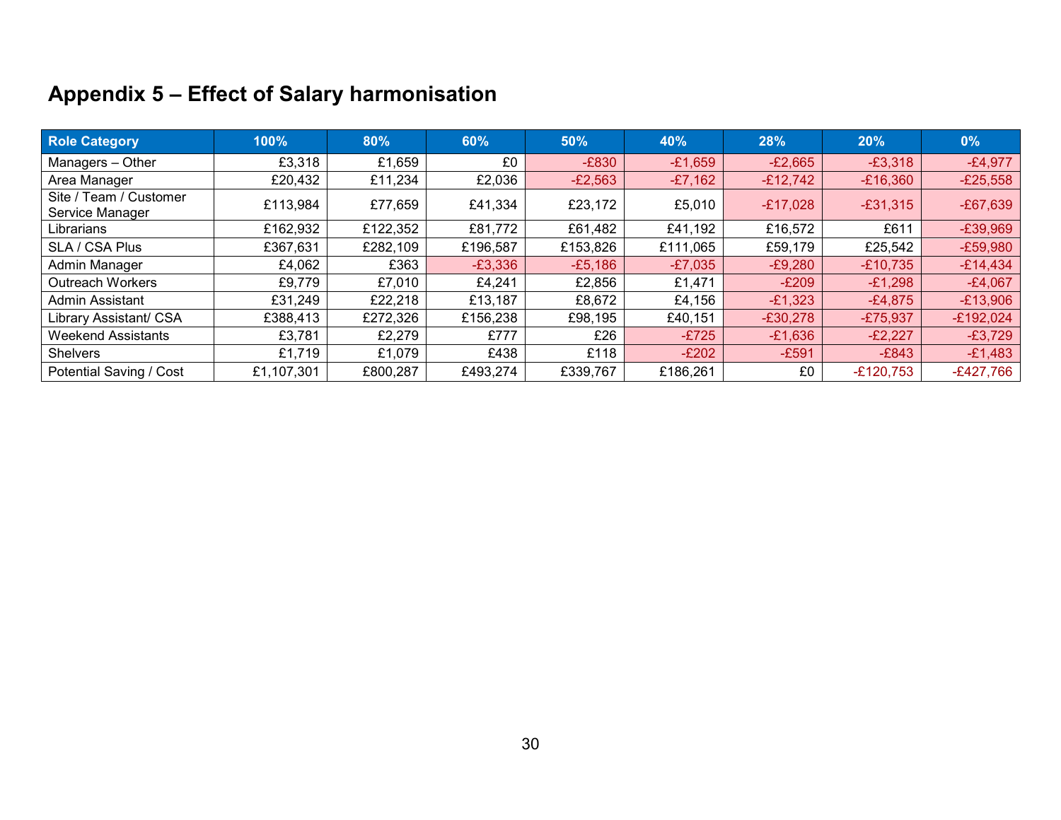## Appendix 5 – Effect of Salary harmonisation

| Role Category | 100% | 80% | 60% | 50% | 40% | 28% | 20% | 0% |
|---|---|---|---|---|---|---|---|---|
| Managers – Other | £3,318 | £1,659 | £0 | -£830 | -£1,659 | -£2,665 | -£3,318 | -£4,977 |
| Area Manager | £20,432 | £11,234 | £2,036 | -£2,563 | -£7,162 | -£12,742 | -£16,360 | -£25,558 |
| Site / Team / Customer Service Manager | £113,984 | £77,659 | £41,334 | £23,172 | £5,010 | -£17,028 | -£31,315 | -£67,639 |
| Librarians | £162,932 | £122,352 | £81,772 | £61,482 | £41,192 | £16,572 | £611 | -£39,969 |
| SLA / CSA Plus | £367,631 | £282,109 | £196,587 | £153,826 | £111,065 | £59,179 | £25,542 | -£59,980 |
| Admin Manager | £4,062 | £363 | -£3,336 | -£5,186 | -£7,035 | -£9,280 | -£10,735 | -£14,434 |
| Outreach Workers | £9,779 | £7,010 | £4,241 | £2,856 | £1,471 | -£209 | -£1,298 | -£4,067 |
| Admin Assistant | £31,249 | £22,218 | £13,187 | £8,672 | £4,156 | -£1,323 | -£4,875 | -£13,906 |
| Library Assistant/ CSA | £388,413 | £272,326 | £156,238 | £98,195 | £40,151 | -£30,278 | -£75,937 | -£192,024 |
| Weekend Assistants | £3,781 | £2,279 | £777 | £26 | -£725 | -£1,636 | -£2,227 | -£3,729 |
| Shelvers | £1,719 | £1,079 | £438 | £118 | -£202 | -£591 | -£843 | -£1,483 |
| Potential Saving / Cost | £1,107,301 | £800,287 | £493,274 | £339,767 | £186,261 | £0 | -£120,753 | -£427,766 |